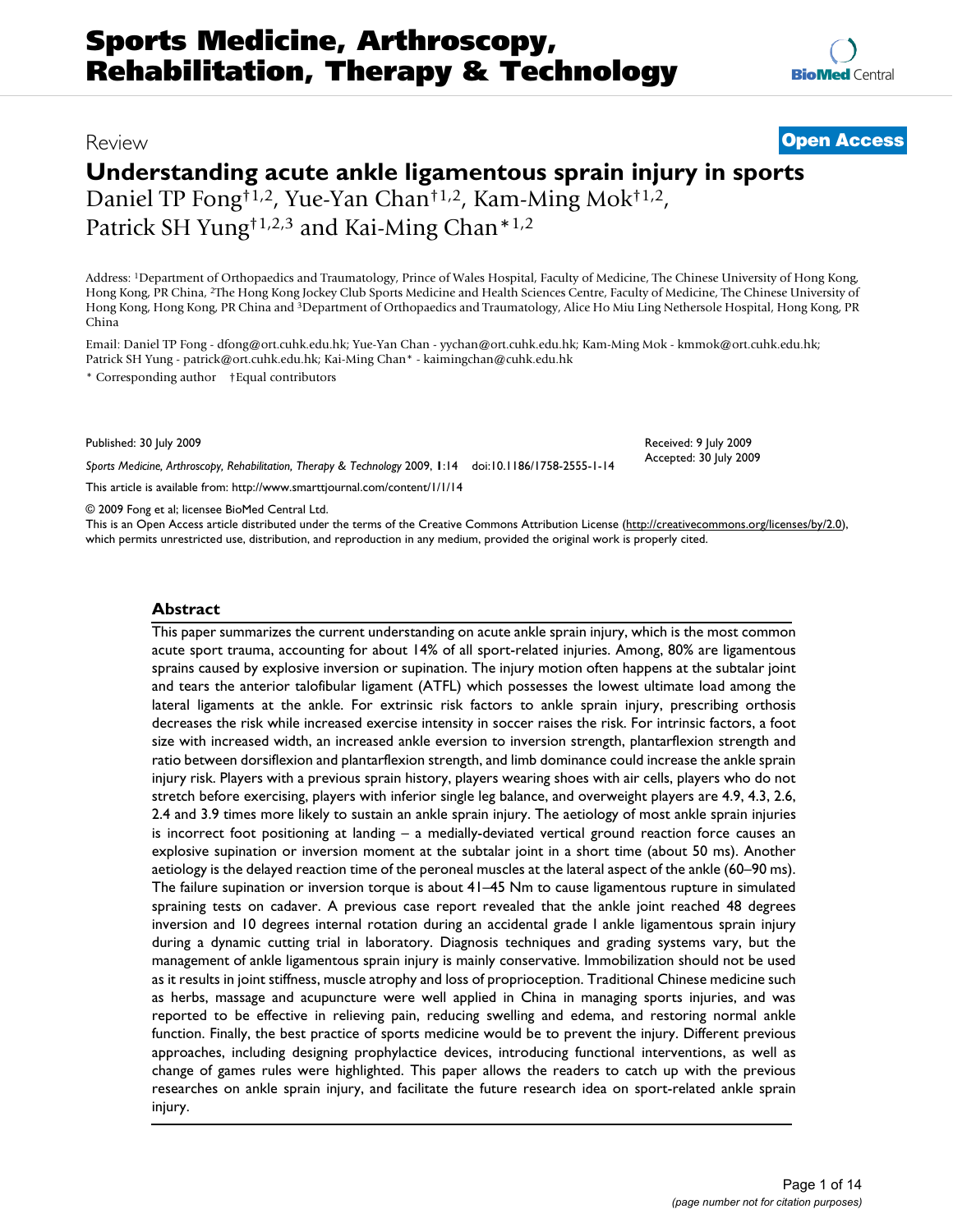Review

**Open Access**

# Understanding acute ankle ligamentous sprain injury in sports

Daniel TP Fong[†1,2], Yue-Yan Chan[†1,2], Kam-Ming Mok[†1,2], Patrick SH Yung[†1,2,3] and Kai-Ming Chan[*1,2]

Address: [1]Department of Orthopaedics and Traumatology, Prince of Wales Hospital, Faculty of Medicine, The Chinese University of Hong Kong, Hong Kong, PR China, [2]The Hong Kong Jockey Club Sports Medicine and Health Sciences Centre, Faculty of Medicine, The Chinese University of Hong Kong, Hong Kong, PR China and [3]Department of Orthopaedics and Traumatology, Alice Ho Miu Ling Nethersole Hospital, Hong Kong, PR China

Email: Daniel TP Fong - dfong@ort.cuhk.edu.hk; Yue-Yan Chan - yychan@ort.cuhk.edu.hk; Kam-Ming Mok - kmmok@ort.cuhk.edu.hk; Patrick SH Yung - patrick@ort.cuhk.edu.hk; Kai-Ming Chan* - kaimingchan@cuhk.edu.hk

\* Corresponding author †Equal contributors

Published: 30 July 2009

Received: 9 July 2009
Accepted: 30 July 2009

*Sports Medicine, Arthroscopy, Rehabilitation, Therapy & Technology* 2009, **1**:14 doi:10.1186/1758-2555-1-14

This article is available from: http://www.smarttjournal.com/content/1/1/14

© 2009 Fong et al; licensee BioMed Central Ltd.
This is an Open Access article distributed under the terms of the Creative Commons Attribution License (http://creativecommons.org/licenses/by/2.0), which permits unrestricted use, distribution, and reproduction in any medium, provided the original work is properly cited.

## Abstract

This paper summarizes the current understanding on acute ankle sprain injury, which is the most common acute sport trauma, accounting for about 14% of all sport-related injuries. Among, 80% are ligamentous sprains caused by explosive inversion or supination. The injury motion often happens at the subtalar joint and tears the anterior talofibular ligament (ATFL) which possesses the lowest ultimate load among the lateral ligaments at the ankle. For extrinsic risk factors to ankle sprain injury, prescribing orthosis decreases the risk while increased exercise intensity in soccer raises the risk. For intrinsic factors, a foot size with increased width, an increased ankle eversion to inversion strength, plantarflexion strength and ratio between dorsiflexion and plantarflexion strength, and limb dominance could increase the ankle sprain injury risk. Players with a previous sprain history, players wearing shoes with air cells, players who do not stretch before exercising, players with inferior single leg balance, and overweight players are 4.9, 4.3, 2.6, 2.4 and 3.9 times more likely to sustain an ankle sprain injury. The aetiology of most ankle sprain injuries is incorrect foot positioning at landing – a medially-deviated vertical ground reaction force causes an explosive supination or inversion moment at the subtalar joint in a short time (about 50 ms). Another aetiology is the delayed reaction time of the peroneal muscles at the lateral aspect of the ankle (60–90 ms). The failure supination or inversion torque is about 41–45 Nm to cause ligamentous rupture in simulated spraining tests on cadaver. A previous case report revealed that the ankle joint reached 48 degrees inversion and 10 degrees internal rotation during an accidental grade I ankle ligamentous sprain injury during a dynamic cutting trial in laboratory. Diagnosis techniques and grading systems vary, but the management of ankle ligamentous sprain injury is mainly conservative. Immobilization should not be used as it results in joint stiffness, muscle atrophy and loss of proprioception. Traditional Chinese medicine such as herbs, massage and acupuncture were well applied in China in managing sports injuries, and was reported to be effective in relieving pain, reducing swelling and edema, and restoring normal ankle function. Finally, the best practice of sports medicine would be to prevent the injury. Different previous approaches, including designing prophylactice devices, introducing functional interventions, as well as change of games rules were highlighted. This paper allows the readers to catch up with the previous researches on ankle sprain injury, and facilitate the future research idea on sport-related ankle sprain injury.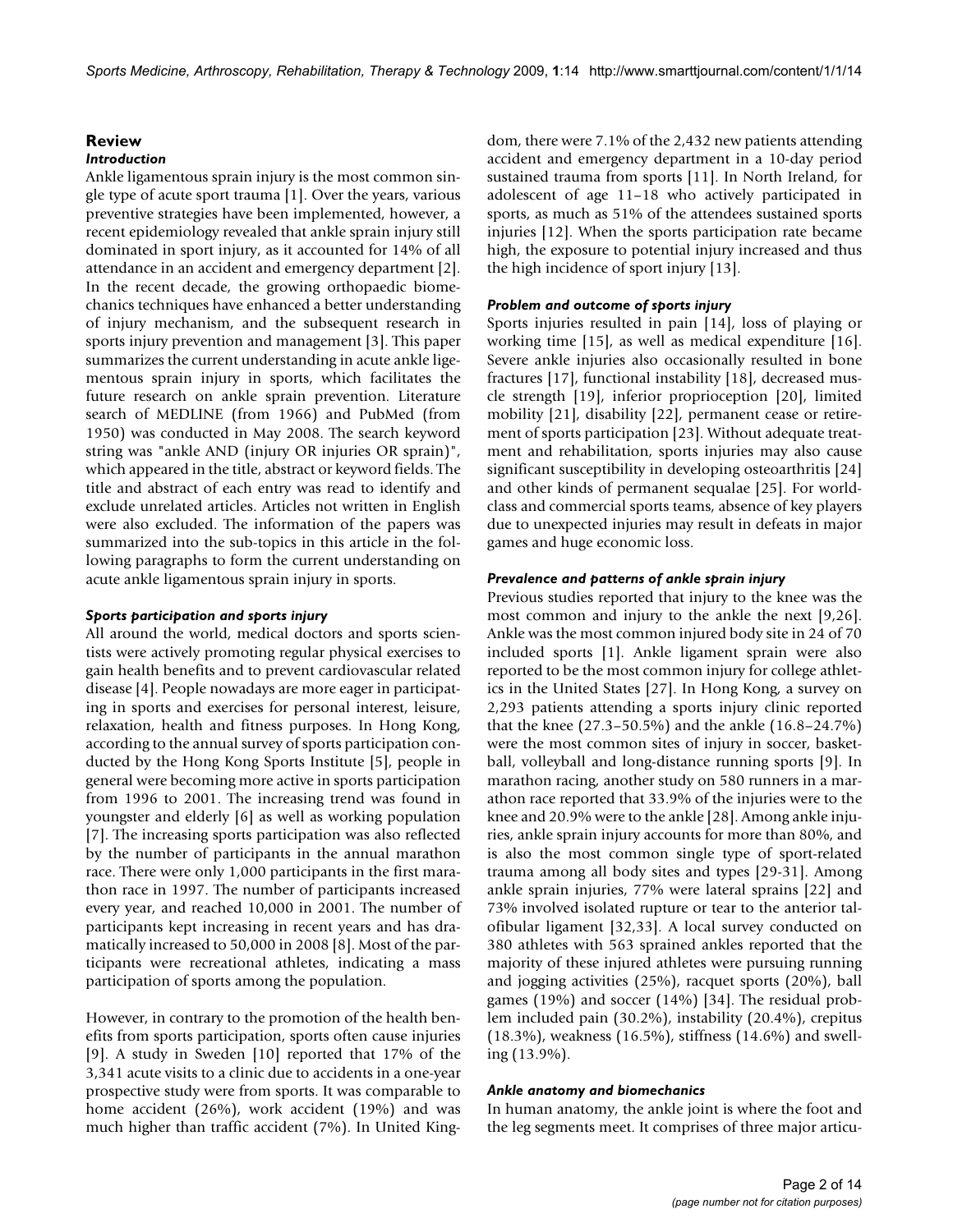## Review

### *Introduction*

Ankle ligamentous sprain injury is the most common single type of acute sport trauma [1]. Over the years, various preventive strategies have been implemented, however, a recent epidemiology revealed that ankle sprain injury still dominated in sport injury, as it accounted for 14% of all attendance in an accident and emergency department [2]. In the recent decade, the growing orthopaedic biomechanics techniques have enhanced a better understanding of injury mechanism, and the subsequent research in sports injury prevention and management [3]. This paper summarizes the current understanding in acute ankle ligamentous sprain injury in sports, which facilitates the future research on ankle sprain prevention. Literature search of MEDLINE (from 1966) and PubMed (from 1950) was conducted in May 2008. The search keyword string was "ankle AND (injury OR injuries OR sprain)", which appeared in the title, abstract or keyword fields. The title and abstract of each entry was read to identify and exclude unrelated articles. Articles not written in English were also excluded. The information of the papers was summarized into the sub-topics in this article in the following paragraphs to form the current understanding on acute ankle ligamentous sprain injury in sports.

### *Sports participation and sports injury*

All around the world, medical doctors and sports scientists were actively promoting regular physical exercises to gain health benefits and to prevent cardiovascular related disease [4]. People nowadays are more eager in participating in sports and exercises for personal interest, leisure, relaxation, health and fitness purposes. In Hong Kong, according to the annual survey of sports participation conducted by the Hong Kong Sports Institute [5], people in general were becoming more active in sports participation from 1996 to 2001. The increasing trend was found in youngster and elderly [6] as well as working population [7]. The increasing sports participation was also reflected by the number of participants in the annual marathon race. There were only 1,000 participants in the first marathon race in 1997. The number of participants increased every year, and reached 10,000 in 2001. The number of participants kept increasing in recent years and has dramatically increased to 50,000 in 2008 [8]. Most of the participants were recreational athletes, indicating a mass participation of sports among the population.

However, in contrary to the promotion of the health benefits from sports participation, sports often cause injuries [9]. A study in Sweden [10] reported that 17% of the 3,341 acute visits to a clinic due to accidents in a one-year prospective study were from sports. It was comparable to home accident (26%), work accident (19%) and was much higher than traffic accident (7%). In United Kingdom, there were 7.1% of the 2,432 new patients attending accident and emergency department in a 10-day period sustained trauma from sports [11]. In North Ireland, for adolescent of age 11–18 who actively participated in sports, as much as 51% of the attendees sustained sports injuries [12]. When the sports participation rate became high, the exposure to potential injury increased and thus the high incidence of sport injury [13].

### *Problem and outcome of sports injury*

Sports injuries resulted in pain [14], loss of playing or working time [15], as well as medical expenditure [16]. Severe ankle injuries also occasionally resulted in bone fractures [17], functional instability [18], decreased muscle strength [19], inferior proprioception [20], limited mobility [21], disability [22], permanent cease or retirement of sports participation [23]. Without adequate treatment and rehabilitation, sports injuries may also cause significant susceptibility in developing osteoarthritis [24] and other kinds of permanent sequalae [25]. For world-class and commercial sports teams, absence of key players due to unexpected injuries may result in defeats in major games and huge economic loss.

### *Prevalence and patterns of ankle sprain injury*

Previous studies reported that injury to the knee was the most common and injury to the ankle the next [9,26]. Ankle was the most common injured body site in 24 of 70 included sports [1]. Ankle ligament sprain were also reported to be the most common injury for college athletics in the United States [27]. In Hong Kong, a survey on 2,293 patients attending a sports injury clinic reported that the knee (27.3–50.5%) and the ankle (16.8–24.7%) were the most common sites of injury in soccer, basketball, volleyball and long-distance running sports [9]. In marathon racing, another study on 580 runners in a marathon race reported that 33.9% of the injuries were to the knee and 20.9% were to the ankle [28]. Among ankle injuries, ankle sprain injury accounts for more than 80%, and is also the most common single type of sport-related trauma among all body sites and types [29-31]. Among ankle sprain injuries, 77% were lateral sprains [22] and 73% involved isolated rupture or tear to the anterior talofibular ligament [32,33]. A local survey conducted on 380 athletes with 563 sprained ankles reported that the majority of these injured athletes were pursuing running and jogging activities (25%), racquet sports (20%), ball games (19%) and soccer (14%) [34]. The residual problem included pain (30.2%), instability (20.4%), crepitus (18.3%), weakness (16.5%), stiffness (14.6%) and swelling (13.9%).

### *Ankle anatomy and biomechanics*

In human anatomy, the ankle joint is where the foot and the leg segments meet. It comprises of three major articu-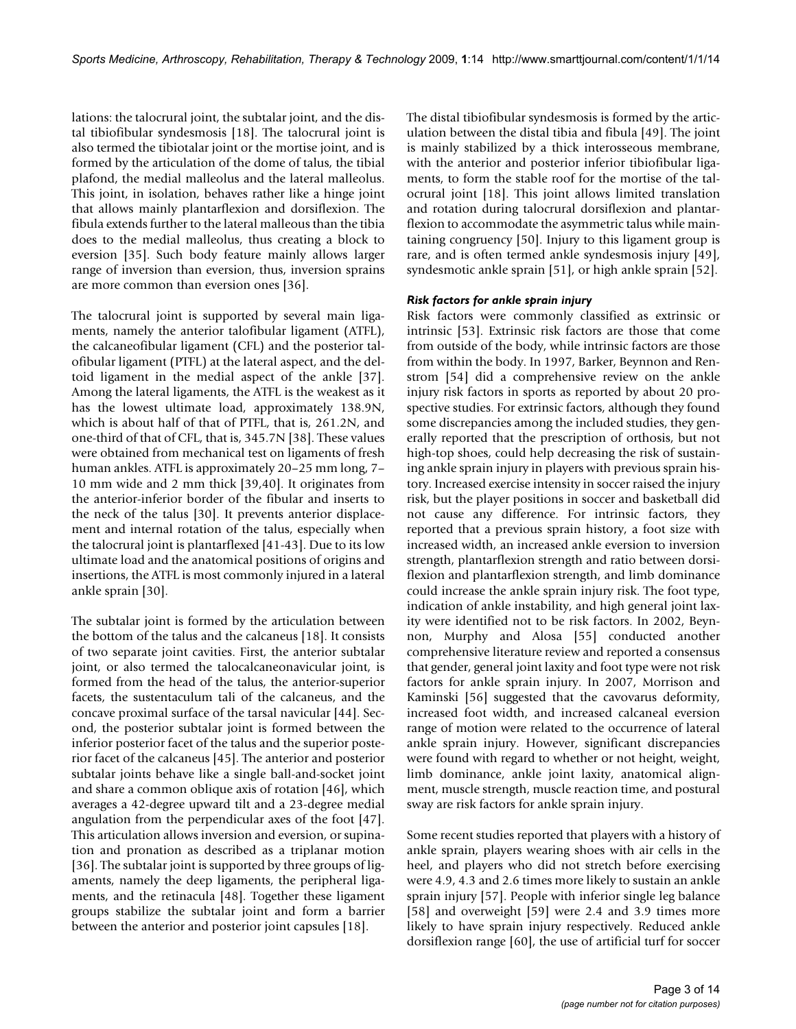lations: the talocrural joint, the subtalar joint, and the distal tibiofibular syndesmosis [18]. The talocrural joint is also termed the tibiotalar joint or the mortise joint, and is formed by the articulation of the dome of talus, the tibial plafond, the medial malleolus and the lateral malleolus. This joint, in isolation, behaves rather like a hinge joint that allows mainly plantarflexion and dorsiflexion. The fibula extends further to the lateral malleous than the tibia does to the medial malleolus, thus creating a block to eversion [35]. Such body feature mainly allows larger range of inversion than eversion, thus, inversion sprains are more common than eversion ones [36].

The talocrural joint is supported by several main ligaments, namely the anterior talofibular ligament (ATFL), the calcaneofibular ligament (CFL) and the posterior talofibular ligament (PTFL) at the lateral aspect, and the deltoid ligament in the medial aspect of the ankle [37]. Among the lateral ligaments, the ATFL is the weakest as it has the lowest ultimate load, approximately 138.9N, which is about half of that of PTFL, that is, 261.2N, and one-third of that of CFL, that is, 345.7N [38]. These values were obtained from mechanical test on ligaments of fresh human ankles. ATFL is approximately 20–25 mm long, 7–10 mm wide and 2 mm thick [39,40]. It originates from the anterior-inferior border of the fibular and inserts to the neck of the talus [30]. It prevents anterior displacement and internal rotation of the talus, especially when the talocrural joint is plantarflexed [41-43]. Due to its low ultimate load and the anatomical positions of origins and insertions, the ATFL is most commonly injured in a lateral ankle sprain [30].

The subtalar joint is formed by the articulation between the bottom of the talus and the calcaneus [18]. It consists of two separate joint cavities. First, the anterior subtalar joint, or also termed the talocalcaneonavicular joint, is formed from the head of the talus, the anterior-superior facets, the sustentaculum tali of the calcaneus, and the concave proximal surface of the tarsal navicular [44]. Second, the posterior subtalar joint is formed between the inferior posterior facet of the talus and the superior posterior facet of the calcaneus [45]. The anterior and posterior subtalar joints behave like a single ball-and-socket joint and share a common oblique axis of rotation [46], which averages a 42-degree upward tilt and a 23-degree medial angulation from the perpendicular axes of the foot [47]. This articulation allows inversion and eversion, or supination and pronation as described as a triplanar motion [36]. The subtalar joint is supported by three groups of ligaments, namely the deep ligaments, the peripheral ligaments, and the retinacula [48]. Together these ligament groups stabilize the subtalar joint and form a barrier between the anterior and posterior joint capsules [18].

The distal tibiofibular syndesmosis is formed by the articulation between the distal tibia and fibula [49]. The joint is mainly stabilized by a thick interosseous membrane, with the anterior and posterior inferior tibiofibular ligaments, to form the stable roof for the mortise of the talocrural joint [18]. This joint allows limited translation and rotation during talocrural dorsiflexion and plantarflexion to accommodate the asymmetric talus while maintaining congruency [50]. Injury to this ligament group is rare, and is often termed ankle syndesmosis injury [49], syndesmotic ankle sprain [51], or high ankle sprain [52].

### *Risk factors for ankle sprain injury*

Risk factors were commonly classified as extrinsic or intrinsic [53]. Extrinsic risk factors are those that come from outside of the body, while intrinsic factors are those from within the body. In 1997, Barker, Beynnon and Renstrom [54] did a comprehensive review on the ankle injury risk factors in sports as reported by about 20 prospective studies. For extrinsic factors, although they found some discrepancies among the included studies, they generally reported that the prescription of orthosis, but not high-top shoes, could help decreasing the risk of sustaining ankle sprain injury in players with previous sprain history. Increased exercise intensity in soccer raised the injury risk, but the player positions in soccer and basketball did not cause any difference. For intrinsic factors, they reported that a previous sprain history, a foot size with increased width, an increased ankle eversion to inversion strength, plantarflexion strength and ratio between dorsiflexion and plantarflexion strength, and limb dominance could increase the ankle sprain injury risk. The foot type, indication of ankle instability, and high general joint laxity were identified not to be risk factors. In 2002, Beynnon, Murphy and Alosa [55] conducted another comprehensive literature review and reported a consensus that gender, general joint laxity and foot type were not risk factors for ankle sprain injury. In 2007, Morrison and Kaminski [56] suggested that the cavovarus deformity, increased foot width, and increased calcaneal eversion range of motion were related to the occurrence of lateral ankle sprain injury. However, significant discrepancies were found with regard to whether or not height, weight, limb dominance, ankle joint laxity, anatomical alignment, muscle strength, muscle reaction time, and postural sway are risk factors for ankle sprain injury.

Some recent studies reported that players with a history of ankle sprain, players wearing shoes with air cells in the heel, and players who did not stretch before exercising were 4.9, 4.3 and 2.6 times more likely to sustain an ankle sprain injury [57]. People with inferior single leg balance [58] and overweight [59] were 2.4 and 3.9 times more likely to have sprain injury respectively. Reduced ankle dorsiflexion range [60], the use of artificial turf for soccer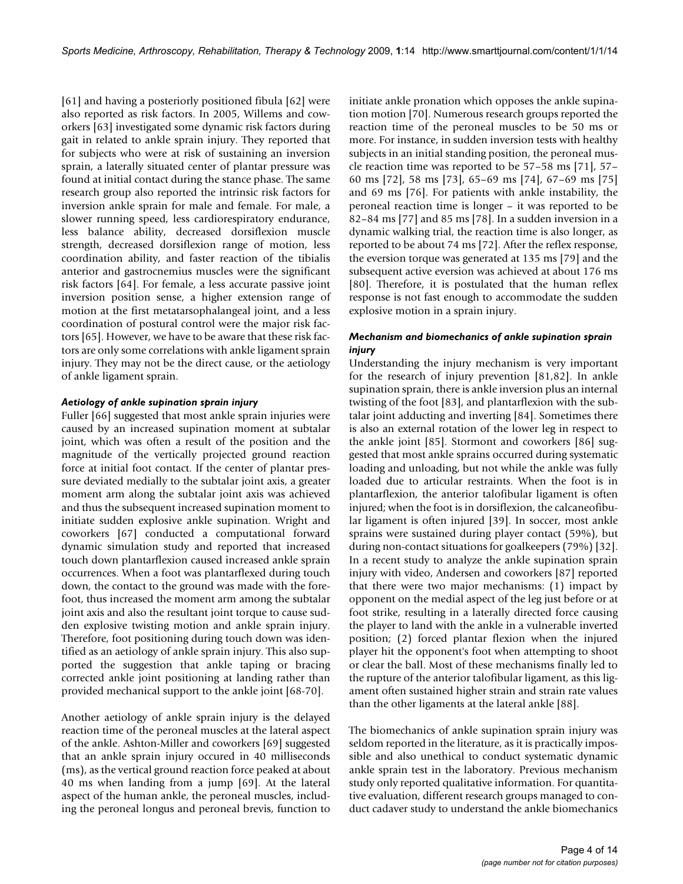[61] and having a posteriorly positioned fibula [62] were also reported as risk factors. In 2005, Willems and coworkers [63] investigated some dynamic risk factors during gait in related to ankle sprain injury. They reported that for subjects who were at risk of sustaining an inversion sprain, a laterally situated center of plantar pressure was found at initial contact during the stance phase. The same research group also reported the intrinsic risk factors for inversion ankle sprain for male and female. For male, a slower running speed, less cardiorespiratory endurance, less balance ability, decreased dorsiflexion muscle strength, decreased dorsiflexion range of motion, less coordination ability, and faster reaction of the tibialis anterior and gastrocnemius muscles were the significant risk factors [64]. For female, a less accurate passive joint inversion position sense, a higher extension range of motion at the first metatarsophalangeal joint, and a less coordination of postural control were the major risk factors [65]. However, we have to be aware that these risk factors are only some correlations with ankle ligament sprain injury. They may not be the direct cause, or the aetiology of ankle ligament sprain.

### *Aetiology of ankle supination sprain injury*

Fuller [66] suggested that most ankle sprain injuries were caused by an increased supination moment at subtalar joint, which was often a result of the position and the magnitude of the vertically projected ground reaction force at initial foot contact. If the center of plantar pressure deviated medially to the subtalar joint axis, a greater moment arm along the subtalar joint axis was achieved and thus the subsequent increased supination moment to initiate sudden explosive ankle supination. Wright and coworkers [67] conducted a computational forward dynamic simulation study and reported that increased touch down plantarflexion caused increased ankle sprain occurrences. When a foot was plantarflexed during touch down, the contact to the ground was made with the forefoot, thus increased the moment arm among the subtalar joint axis and also the resultant joint torque to cause sudden explosive twisting motion and ankle sprain injury. Therefore, foot positioning during touch down was identified as an aetiology of ankle sprain injury. This also supported the suggestion that ankle taping or bracing corrected ankle joint positioning at landing rather than provided mechanical support to the ankle joint [68-70].

Another aetiology of ankle sprain injury is the delayed reaction time of the peroneal muscles at the lateral aspect of the ankle. Ashton-Miller and coworkers [69] suggested that an ankle sprain injury occured in 40 milliseconds (ms), as the vertical ground reaction force peaked at about 40 ms when landing from a jump [69]. At the lateral aspect of the human ankle, the peroneal muscles, including the peroneal longus and peroneal brevis, function to initiate ankle pronation which opposes the ankle supination motion [70]. Numerous research groups reported the reaction time of the peroneal muscles to be 50 ms or more. For instance, in sudden inversion tests with healthy subjects in an initial standing position, the peroneal muscle reaction time was reported to be 57–58 ms [71], 57–60 ms [72], 58 ms [73], 65–69 ms [74], 67–69 ms [75] and 69 ms [76]. For patients with ankle instability, the peroneal reaction time is longer – it was reported to be 82–84 ms [77] and 85 ms [78]. In a sudden inversion in a dynamic walking trial, the reaction time is also longer, as reported to be about 74 ms [72]. After the reflex response, the eversion torque was generated at 135 ms [79] and the subsequent active eversion was achieved at about 176 ms [80]. Therefore, it is postulated that the human reflex response is not fast enough to accommodate the sudden explosive motion in a sprain injury.

### *Mechanism and biomechanics of ankle supination sprain injury*

Understanding the injury mechanism is very important for the research of injury prevention [81,82]. In ankle supination sprain, there is ankle inversion plus an internal twisting of the foot [83], and plantarflexion with the subtalar joint adducting and inverting [84]. Sometimes there is also an external rotation of the lower leg in respect to the ankle joint [85]. Stormont and coworkers [86] suggested that most ankle sprains occurred during systematic loading and unloading, but not while the ankle was fully loaded due to articular restraints. When the foot is in plantarflexion, the anterior talofibular ligament is often injured; when the foot is in dorsiflexion, the calcaneofibular ligament is often injured [39]. In soccer, most ankle sprains were sustained during player contact (59%), but during non-contact situations for goalkeepers (79%) [32]. In a recent study to analyze the ankle supination sprain injury with video, Andersen and coworkers [87] reported that there were two major mechanisms: (1) impact by opponent on the medial aspect of the leg just before or at foot strike, resulting in a laterally directed force causing the player to land with the ankle in a vulnerable inverted position; (2) forced plantar flexion when the injured player hit the opponent's foot when attempting to shoot or clear the ball. Most of these mechanisms finally led to the rupture of the anterior talofibular ligament, as this ligament often sustained higher strain and strain rate values than the other ligaments at the lateral ankle [88].

The biomechanics of ankle supination sprain injury was seldom reported in the literature, as it is practically impossible and also unethical to conduct systematic dynamic ankle sprain test in the laboratory. Previous mechanism study only reported qualitative information. For quantitative evaluation, different research groups managed to conduct cadaver study to understand the ankle biomechanics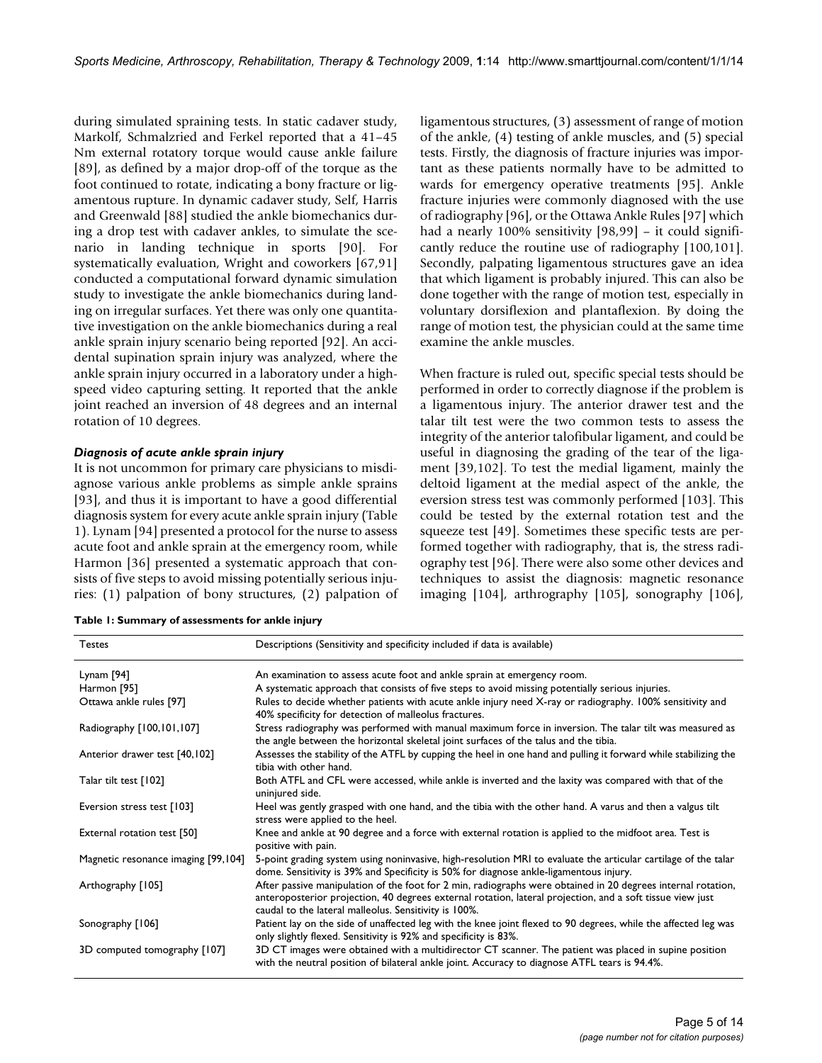during simulated spraining tests. In static cadaver study, Markolf, Schmalzried and Ferkel reported that a 41–45 Nm external rotatory torque would cause ankle failure [89], as defined by a major drop-off of the torque as the foot continued to rotate, indicating a bony fracture or ligamentous rupture. In dynamic cadaver study, Self, Harris and Greenwald [88] studied the ankle biomechanics during a drop test with cadaver ankles, to simulate the scenario in landing technique in sports [90]. For systematically evaluation, Wright and coworkers [67,91] conducted a computational forward dynamic simulation study to investigate the ankle biomechanics during landing on irregular surfaces. Yet there was only one quantitative investigation on the ankle biomechanics during a real ankle sprain injury scenario being reported [92]. An accidental supination sprain injury was analyzed, where the ankle sprain injury occurred in a laboratory under a high-speed video capturing setting. It reported that the ankle joint reached an inversion of 48 degrees and an internal rotation of 10 degrees.

### *Diagnosis of acute ankle sprain injury*

It is not uncommon for primary care physicians to misdiagnose various ankle problems as simple ankle sprains [93], and thus it is important to have a good differential diagnosis system for every acute ankle sprain injury (Table 1). Lynam [94] presented a protocol for the nurse to assess acute foot and ankle sprain at the emergency room, while Harmon [36] presented a systematic approach that consists of five steps to avoid missing potentially serious injuries: (1) palpation of bony structures, (2) palpation of ligamentous structures, (3) assessment of range of motion of the ankle, (4) testing of ankle muscles, and (5) special tests. Firstly, the diagnosis of fracture injuries was important as these patients normally have to be admitted to wards for emergency operative treatments [95]. Ankle fracture injuries were commonly diagnosed with the use of radiography [96], or the Ottawa Ankle Rules [97] which had a nearly 100% sensitivity [98,99] – it could significantly reduce the routine use of radiography [100,101]. Secondly, palpating ligamentous structures gave an idea that which ligament is probably injured. This can also be done together with the range of motion test, especially in voluntary dorsiflexion and plantaflexion. By doing the range of motion test, the physician could at the same time examine the ankle muscles.

When fracture is ruled out, specific special tests should be performed in order to correctly diagnose if the problem is a ligamentous injury. The anterior drawer test and the talar tilt test were the two common tests to assess the integrity of the anterior talofibular ligament, and could be useful in diagnosing the grading of the tear of the ligament [39,102]. To test the medial ligament, mainly the deltoid ligament at the medial aspect of the ankle, the eversion stress test was commonly performed [103]. This could be tested by the external rotation test and the squeeze test [49]. Sometimes these specific tests are performed together with radiography, that is, the stress radiography test [96]. There were also some other devices and techniques to assist the diagnosis: magnetic resonance imaging [104], arthrography [105], sonography [106],

**Table 1: Summary of assessments for ankle injury**

| Testes | Descriptions (Sensitivity and specificity included if data is available) |
|---|---|
| Lynam [94] | An examination to assess acute foot and ankle sprain at emergency room. |
| Harmon [95] | A systematic approach that consists of five steps to avoid missing potentially serious injuries. |
| Ottawa ankle rules [97] | Rules to decide whether patients with acute ankle injury need X-ray or radiography. 100% sensitivity and 40% specificity for detection of malleolus fractures. |
| Radiography [100,101,107] | Stress radiography was performed with manual maximum force in inversion. The talar tilt was measured as the angle between the horizontal skeletal joint surfaces of the talus and the tibia. |
| Anterior drawer test [40,102] | Assesses the stability of the ATFL by cupping the heel in one hand and pulling it forward while stabilizing the tibia with other hand. |
| Talar tilt test [102] | Both ATFL and CFL were accessed, while ankle is inverted and the laxity was compared with that of the uninjured side. |
| Eversion stress test [103] | Heel was gently grasped with one hand, and the tibia with the other hand. A varus and then a valgus tilt stress were applied to the heel. |
| External rotation test [50] | Knee and ankle at 90 degree and a force with external rotation is applied to the midfoot area. Test is positive with pain. |
| Magnetic resonance imaging [99,104] | 5-point grading system using noninvasive, high-resolution MRI to evaluate the articular cartilage of the talar dome. Sensitivity is 39% and Specificity is 50% for diagnose ankle-ligamentous injury. |
| Arthography [105] | After passive manipulation of the foot for 2 min, radiographs were obtained in 20 degrees internal rotation, anteroposterior projection, 40 degrees external rotation, lateral projection, and a soft tissue view just caudal to the lateral malleolus. Sensitivity is 100%. |
| Sonography [106] | Patient lay on the side of unaffected leg with the knee joint flexed to 90 degrees, while the affected leg was only slightly flexed. Sensitivity is 92% and specificity is 83%. |
| 3D computed tomography [107] | 3D CT images were obtained with a multidirector CT scanner. The patient was placed in supine position with the neutral position of bilateral ankle joint. Accuracy to diagnose ATFL tears is 94.4%. |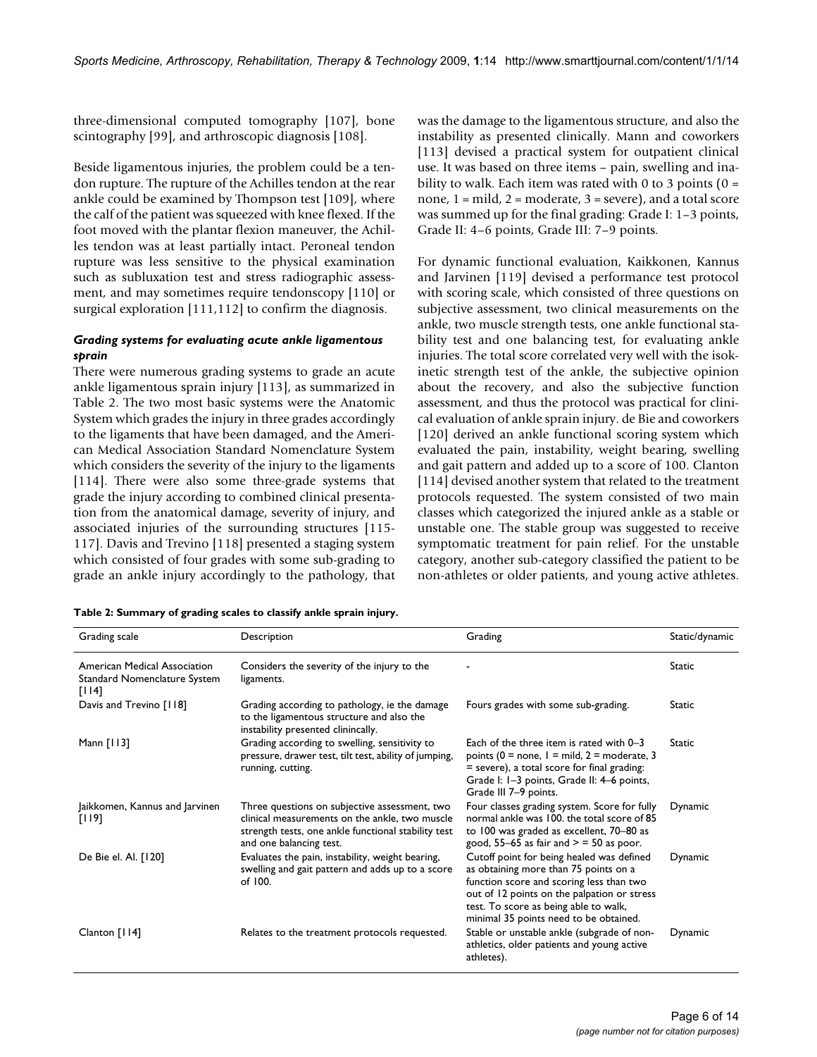three-dimensional computed tomography [107], bone scintography [99], and arthroscopic diagnosis [108].

Beside ligamentous injuries, the problem could be a tendon rupture. The rupture of the Achilles tendon at the rear ankle could be examined by Thompson test [109], where the calf of the patient was squeezed with knee flexed. If the foot moved with the plantar flexion maneuver, the Achilles tendon was at least partially intact. Peroneal tendon rupture was less sensitive to the physical examination such as subluxation test and stress radiographic assessment, and may sometimes require tendonscopy [110] or surgical exploration [111,112] to confirm the diagnosis.

### *Grading systems for evaluating acute ankle ligamentous sprain*

There were numerous grading systems to grade an acute ankle ligamentous sprain injury [113], as summarized in Table 2. The two most basic systems were the Anatomic System which grades the injury in three grades accordingly to the ligaments that have been damaged, and the American Medical Association Standard Nomenclature System which considers the severity of the injury to the ligaments [114]. There were also some three-grade systems that grade the injury according to combined clinical presentation from the anatomical damage, severity of injury, and associated injuries of the surrounding structures [115-117]. Davis and Trevino [118] presented a staging system which consisted of four grades with some sub-grading to grade an ankle injury accordingly to the pathology, that was the damage to the ligamentous structure, and also the instability as presented clinically. Mann and coworkers [113] devised a practical system for outpatient clinical use. It was based on three items – pain, swelling and inability to walk. Each item was rated with 0 to 3 points (0 = none, 1 = mild, 2 = moderate, 3 = severe), and a total score was summed up for the final grading: Grade I: 1–3 points, Grade II: 4–6 points, Grade III: 7–9 points.

For dynamic functional evaluation, Kaikkonen, Kannus and Jarvinen [119] devised a performance test protocol with scoring scale, which consisted of three questions on subjective assessment, two clinical measurements on the ankle, two muscle strength tests, one ankle functional stability test and one balancing test, for evaluating ankle injuries. The total score correlated very well with the isokinetic strength test of the ankle, the subjective opinion about the recovery, and also the subjective function assessment, and thus the protocol was practical for clinical evaluation of ankle sprain injury. de Bie and coworkers [120] derived an ankle functional scoring system which evaluated the pain, instability, weight bearing, swelling and gait pattern and added up to a score of 100. Clanton [114] devised another system that related to the treatment protocols requested. The system consisted of two main classes which categorized the injured ankle as a stable or unstable one. The stable group was suggested to receive symptomatic treatment for pain relief. For the unstable category, another sub-category classified the patient to be non-athletes or older patients, and young active athletes.

**Table 2: Summary of grading scales to classify ankle sprain injury.**

| Grading scale | Description | Grading | Static/dynamic |
|---|---|---|---|
| American Medical Association Standard Nomenclature System [114] | Considers the severity of the injury to the ligaments. | - | Static |
| Davis and Trevino [118] | Grading according to pathology, ie the damage to the ligamentous structure and also the instability presented clinincally. | Fours grades with some sub-grading. | Static |
| Mann [113] | Grading according to swelling, sensitivity to pressure, drawer test, tilt test, ability of jumping, running, cutting. | Each of the three item is rated with 0–3 points (0 = none, 1 = mild, 2 = moderate, 3 = severe), a total score for final grading: Grade I: 1–3 points, Grade II: 4–6 points, Grade III 7–9 points. | Static |
| Jaikkomen, Kannus and Jarvinen [119] | Three questions on subjective assessment, two clinical measurements on the ankle, two muscle strength tests, one ankle functional stability test and one balancing test. | Four classes grading system. Score for fully normal ankle was 100. the total score of 85 to 100 was graded as excellent, 70–80 as good, 55–65 as fair and > = 50 as poor. | Dynamic |
| De Bie el. Al. [120] | Evaluates the pain, instability, weight bearing, swelling and gait pattern and adds up to a score of 100. | Cutoff point for being healed was defined as obtaining more than 75 points on a function score and scoring less than two out of 12 points on the palpation or stress test. To score as being able to walk, minimal 35 points need to be obtained. | Dynamic |
| Clanton [114] | Relates to the treatment protocols requested. | Stable or unstable ankle (subgrade of non-athletics, older patients and young active athletes). | Dynamic |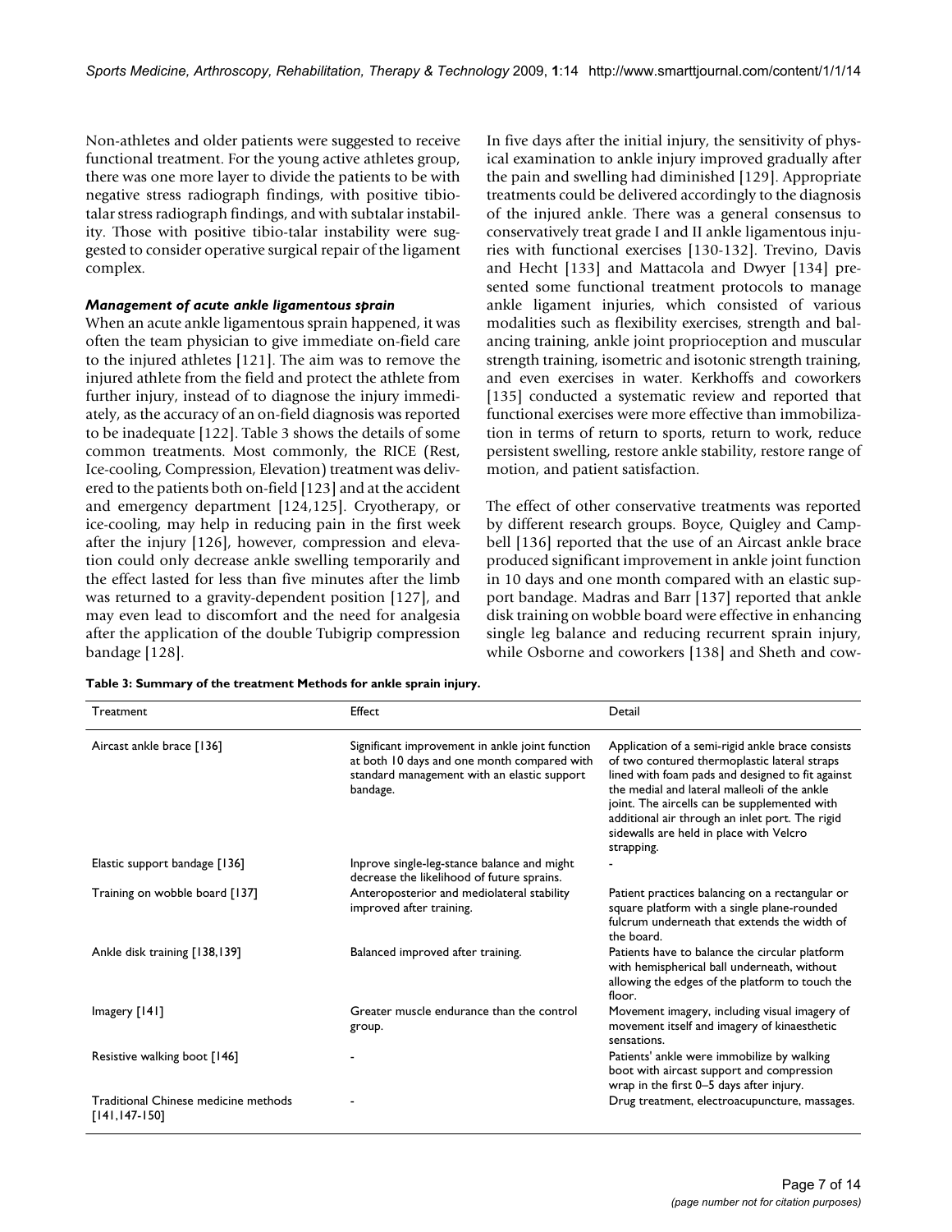Non-athletes and older patients were suggested to receive functional treatment. For the young active athletes group, there was one more layer to divide the patients to be with negative stress radiograph findings, with positive tibio-talar stress radiograph findings, and with subtalar instability. Those with positive tibio-talar instability were suggested to consider operative surgical repair of the ligament complex.

### *Management of acute ankle ligamentous sprain*

When an acute ankle ligamentous sprain happened, it was often the team physician to give immediate on-field care to the injured athletes [121]. The aim was to remove the injured athlete from the field and protect the athlete from further injury, instead of to diagnose the injury immediately, as the accuracy of an on-field diagnosis was reported to be inadequate [122]. Table 3 shows the details of some common treatments. Most commonly, the RICE (Rest, Ice-cooling, Compression, Elevation) treatment was delivered to the patients both on-field [123] and at the accident and emergency department [124,125]. Cryotherapy, or ice-cooling, may help in reducing pain in the first week after the injury [126], however, compression and elevation could only decrease ankle swelling temporarily and the effect lasted for less than five minutes after the limb was returned to a gravity-dependent position [127], and may even lead to discomfort and the need for analgesia after the application of the double Tubigrip compression bandage [128].

In five days after the initial injury, the sensitivity of physical examination to ankle injury improved gradually after the pain and swelling had diminished [129]. Appropriate treatments could be delivered accordingly to the diagnosis of the injured ankle. There was a general consensus to conservatively treat grade I and II ankle ligamentous injuries with functional exercises [130-132]. Trevino, Davis and Hecht [133] and Mattacola and Dwyer [134] presented some functional treatment protocols to manage ankle ligament injuries, which consisted of various modalities such as flexibility exercises, strength and balancing training, ankle joint proprioception and muscular strength training, isometric and isotonic strength training, and even exercises in water. Kerkhoffs and coworkers [135] conducted a systematic review and reported that functional exercises were more effective than immobilization in terms of return to sports, return to work, reduce persistent swelling, restore ankle stability, restore range of motion, and patient satisfaction.

The effect of other conservative treatments was reported by different research groups. Boyce, Quigley and Campbell [136] reported that the use of an Aircast ankle brace produced significant improvement in ankle joint function in 10 days and one month compared with an elastic support bandage. Madras and Barr [137] reported that ankle disk training on wobble board were effective in enhancing single leg balance and reducing recurrent sprain injury, while Osborne and coworkers [138] and Sheth and cow-

**Table 3: Summary of the treatment Methods for ankle sprain injury.**

| Treatment | Effect | Detail |
|---|---|---|
| Aircast ankle brace [136] | Significant improvement in ankle joint function at both 10 days and one month compared with standard management with an elastic support bandage. | Application of a semi-rigid ankle brace consists of two contured thermoplastic lateral straps lined with foam pads and designed to fit against the medial and lateral malleoli of the ankle joint. The aircells can be supplemented with additional air through an inlet port. The rigid sidewalls are held in place with Velcro strapping. |
| Elastic support bandage [136] | Inprove single-leg-stance balance and might decrease the likelihood of future sprains. | - |
| Training on wobble board [137] | Anteroposterior and mediolateral stability improved after training. | Patient practices balancing on a rectangular or square platform with a single plane-rounded fulcrum underneath that extends the width of the board. |
| Ankle disk training [138,139] | Balanced improved after training. | Patients have to balance the circular platform with hemispherical ball underneath, without allowing the edges of the platform to touch the floor. |
| Imagery [141] | Greater muscle endurance than the control group. | Movement imagery, including visual imagery of movement itself and imagery of kinaesthetic sensations. |
| Resistive walking boot [146] | - | Patients' ankle were immobilize by walking boot with aircast support and compression wrap in the first 0–5 days after injury. |
| Traditional Chinese medicine methods [141,147-150] | - | Drug treatment, electroacupuncture, massages. |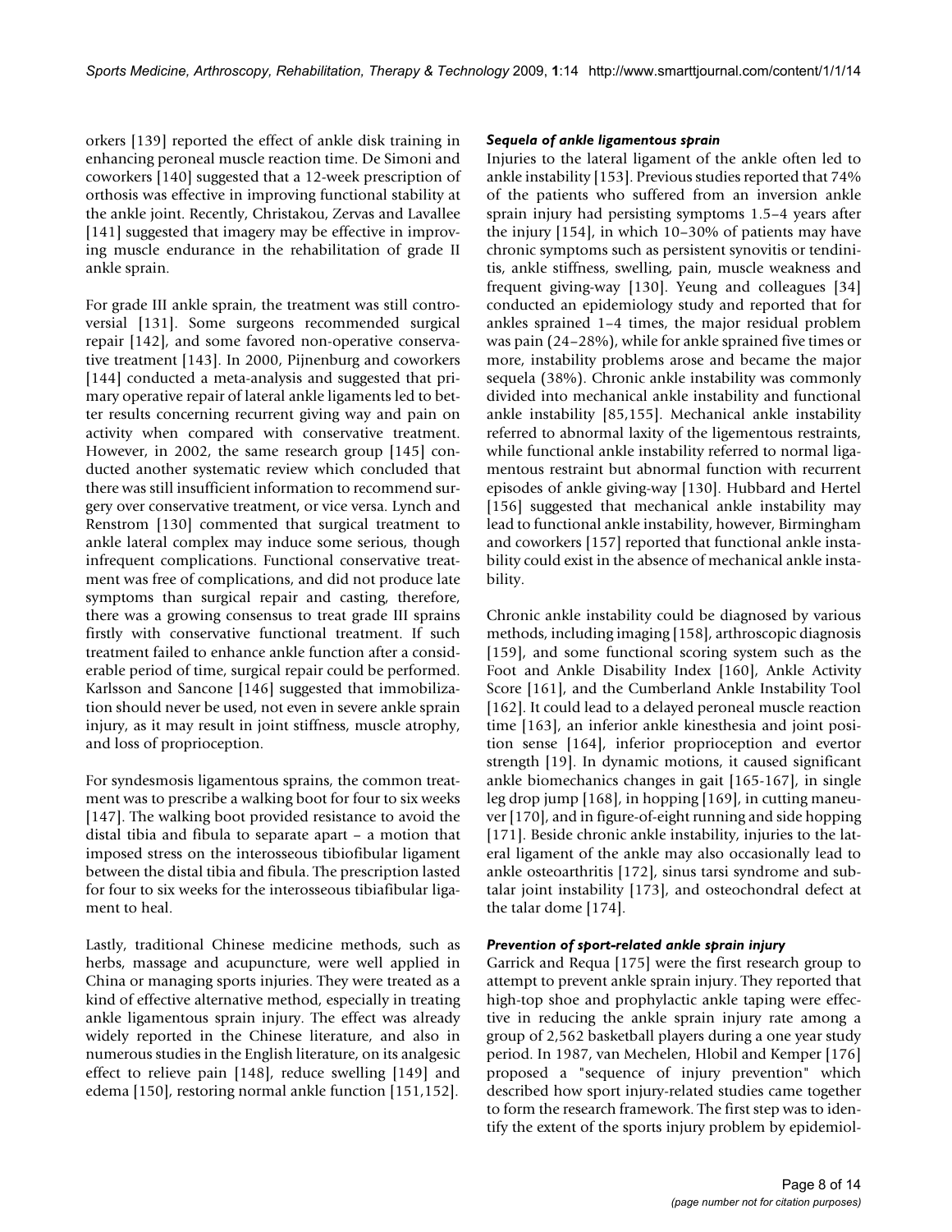orkers [139] reported the effect of ankle disk training in enhancing peroneal muscle reaction time. De Simoni and coworkers [140] suggested that a 12-week prescription of orthosis was effective in improving functional stability at the ankle joint. Recently, Christakou, Zervas and Lavallee [141] suggested that imagery may be effective in improving muscle endurance in the rehabilitation of grade II ankle sprain.

For grade III ankle sprain, the treatment was still controversial [131]. Some surgeons recommended surgical repair [142], and some favored non-operative conservative treatment [143]. In 2000, Pijnenburg and coworkers [144] conducted a meta-analysis and suggested that primary operative repair of lateral ankle ligaments led to better results concerning recurrent giving way and pain on activity when compared with conservative treatment. However, in 2002, the same research group [145] conducted another systematic review which concluded that there was still insufficient information to recommend surgery over conservative treatment, or vice versa. Lynch and Renstrom [130] commented that surgical treatment to ankle lateral complex may induce some serious, though infrequent complications. Functional conservative treatment was free of complications, and did not produce late symptoms than surgical repair and casting, therefore, there was a growing consensus to treat grade III sprains firstly with conservative functional treatment. If such treatment failed to enhance ankle function after a considerable period of time, surgical repair could be performed. Karlsson and Sancone [146] suggested that immobilization should never be used, not even in severe ankle sprain injury, as it may result in joint stiffness, muscle atrophy, and loss of proprioception.

For syndesmosis ligamentous sprains, the common treatment was to prescribe a walking boot for four to six weeks [147]. The walking boot provided resistance to avoid the distal tibia and fibula to separate apart – a motion that imposed stress on the interosseous tibiofibular ligament between the distal tibia and fibula. The prescription lasted for four to six weeks for the interosseous tibiafibular ligament to heal.

Lastly, traditional Chinese medicine methods, such as herbs, massage and acupuncture, were well applied in China or managing sports injuries. They were treated as a kind of effective alternative method, especially in treating ankle ligamentous sprain injury. The effect was already widely reported in the Chinese literature, and also in numerous studies in the English literature, on its analgesic effect to relieve pain [148], reduce swelling [149] and edema [150], restoring normal ankle function [151,152].

### *Sequela of ankle ligamentous sprain*

Injuries to the lateral ligament of the ankle often led to ankle instability [153]. Previous studies reported that 74% of the patients who suffered from an inversion ankle sprain injury had persisting symptoms 1.5–4 years after the injury [154], in which 10–30% of patients may have chronic symptoms such as persistent synovitis or tendinitis, ankle stiffness, swelling, pain, muscle weakness and frequent giving-way [130]. Yeung and colleagues [34] conducted an epidemiology study and reported that for ankles sprained 1–4 times, the major residual problem was pain (24–28%), while for ankle sprained five times or more, instability problems arose and became the major sequela (38%). Chronic ankle instability was commonly divided into mechanical ankle instability and functional ankle instability [85,155]. Mechanical ankle instability referred to abnormal laxity of the ligementous restraints, while functional ankle instability referred to normal ligamentous restraint but abnormal function with recurrent episodes of ankle giving-way [130]. Hubbard and Hertel [156] suggested that mechanical ankle instability may lead to functional ankle instability, however, Birmingham and coworkers [157] reported that functional ankle instability could exist in the absence of mechanical ankle instability.

Chronic ankle instability could be diagnosed by various methods, including imaging [158], arthroscopic diagnosis [159], and some functional scoring system such as the Foot and Ankle Disability Index [160], Ankle Activity Score [161], and the Cumberland Ankle Instability Tool [162]. It could lead to a delayed peroneal muscle reaction time [163], an inferior ankle kinesthesia and joint position sense [164], inferior proprioception and evertor strength [19]. In dynamic motions, it caused significant ankle biomechanics changes in gait [165-167], in single leg drop jump [168], in hopping [169], in cutting maneuver [170], and in figure-of-eight running and side hopping [171]. Beside chronic ankle instability, injuries to the lateral ligament of the ankle may also occasionally lead to ankle osteoarthritis [172], sinus tarsi syndrome and subtalar joint instability [173], and osteochondral defect at the talar dome [174].

### *Prevention of sport-related ankle sprain injury*

Garrick and Requa [175] were the first research group to attempt to prevent ankle sprain injury. They reported that high-top shoe and prophylactic ankle taping were effective in reducing the ankle sprain injury rate among a group of 2,562 basketball players during a one year study period. In 1987, van Mechelen, Hlobil and Kemper [176] proposed a "sequence of injury prevention" which described how sport injury-related studies came together to form the research framework. The first step was to identify the extent of the sports injury problem by epidemiol-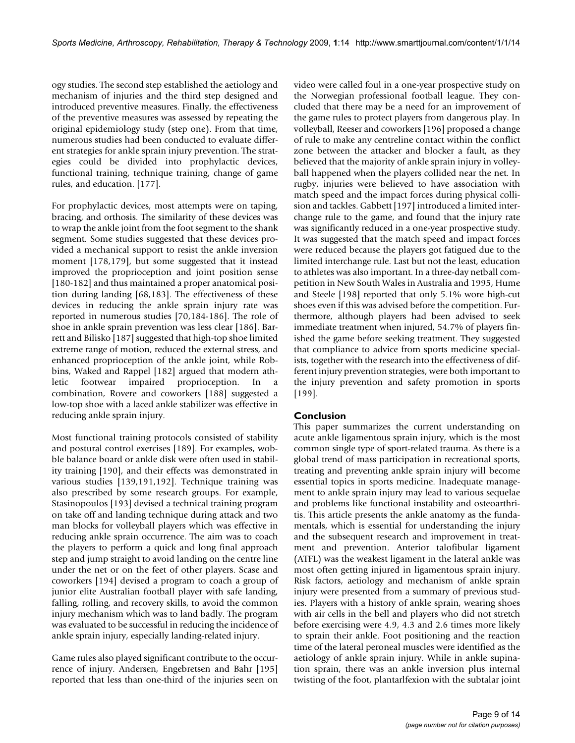ogy studies. The second step established the aetiology and mechanism of injuries and the third step designed and introduced preventive measures. Finally, the effectiveness of the preventive measures was assessed by repeating the original epidemiology study (step one). From that time, numerous studies had been conducted to evaluate different strategies for ankle sprain injury prevention. The strategies could be divided into prophylactic devices, functional training, technique training, change of game rules, and education. [177].

For prophylactic devices, most attempts were on taping, bracing, and orthosis. The similarity of these devices was to wrap the ankle joint from the foot segment to the shank segment. Some studies suggested that these devices provided a mechanical support to resist the ankle inversion moment [178,179], but some suggested that it instead improved the proprioception and joint position sense [180-182] and thus maintained a proper anatomical position during landing [68,183]. The effectiveness of these devices in reducing the ankle sprain injury rate was reported in numerous studies [70,184-186]. The role of shoe in ankle sprain prevention was less clear [186]. Barrett and Bilisko [187] suggested that high-top shoe limited extreme range of motion, reduced the external stress, and enhanced proprioception of the ankle joint, while Robbins, Waked and Rappel [182] argued that modern athletic footwear impaired proprioception. In a combination, Rovere and coworkers [188] suggested a low-top shoe with a laced ankle stabilizer was effective in reducing ankle sprain injury.

Most functional training protocols consisted of stability and postural control exercises [189]. For examples, wobble balance board or ankle disk were often used in stability training [190], and their effects was demonstrated in various studies [139,191,192]. Technique training was also prescribed by some research groups. For example, Stasinopoulos [193] devised a technical training program on take off and landing technique during attack and two man blocks for volleyball players which was effective in reducing ankle sprain occurrence. The aim was to coach the players to perform a quick and long final approach step and jump straight to avoid landing on the centre line under the net or on the feet of other players. Scase and coworkers [194] devised a program to coach a group of junior elite Australian football player with safe landing, falling, rolling, and recovery skills, to avoid the common injury mechanism which was to land badly. The program was evaluated to be successful in reducing the incidence of ankle sprain injury, especially landing-related injury.

Game rules also played significant contribute to the occurrence of injury. Andersen, Engebretsen and Bahr [195] reported that less than one-third of the injuries seen on video were called foul in a one-year prospective study on the Norwegian professional football league. They concluded that there may be a need for an improvement of the game rules to protect players from dangerous play. In volleyball, Reeser and coworkers [196] proposed a change of rule to make any centreline contact within the conflict zone between the attacker and blocker a fault, as they believed that the majority of ankle sprain injury in volleyball happened when the players collided near the net. In rugby, injuries were believed to have association with match speed and the impact forces during physical collision and tackles. Gabbett [197] introduced a limited interchange rule to the game, and found that the injury rate was significantly reduced in a one-year prospective study. It was suggested that the match speed and impact forces were reduced because the players got fatigued due to the limited interchange rule. Last but not the least, education to athletes was also important. In a three-day netball competition in New South Wales in Australia and 1995, Hume and Steele [198] reported that only 5.1% wore high-cut shoes even if this was advised before the competition. Furthermore, although players had been advised to seek immediate treatment when injured, 54.7% of players finished the game before seeking treatment. They suggested that compliance to advice from sports medicine specialists, together with the research into the effectiveness of different injury prevention strategies, were both important to the injury prevention and safety promotion in sports [199].

## Conclusion

This paper summarizes the current understanding on acute ankle ligamentous sprain injury, which is the most common single type of sport-related trauma. As there is a global trend of mass participation in recreational sports, treating and preventing ankle sprain injury will become essential topics in sports medicine. Inadequate management to ankle sprain injury may lead to various sequelae and problems like functional instability and osteoarthritis. This article presents the ankle anatomy as the fundamentals, which is essential for understanding the injury and the subsequent research and improvement in treatment and prevention. Anterior talofibular ligament (ATFL) was the weakest ligament in the lateral ankle was most often getting injured in ligamentous sprain injury. Risk factors, aetiology and mechanism of ankle sprain injury were presented from a summary of previous studies. Players with a history of ankle sprain, wearing shoes with air cells in the bell and players who did not stretch before exercising were 4.9, 4.3 and 2.6 times more likely to sprain their ankle. Foot positioning and the reaction time of the lateral peroneal muscles were identified as the aetiology of ankle sprain injury. While in ankle supination sprain, there was an ankle inversion plus internal twisting of the foot, plantarlfexion with the subtalar joint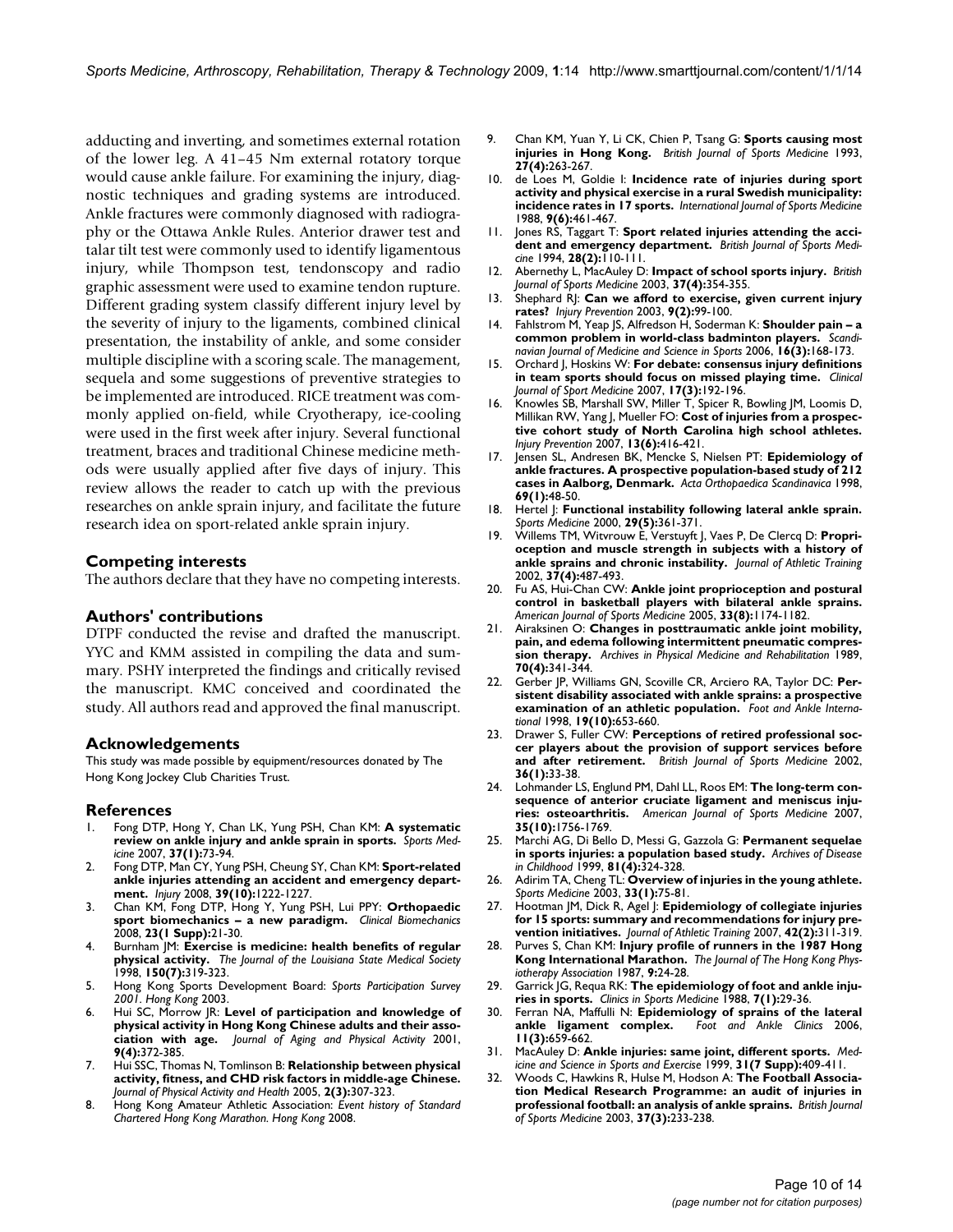adducting and inverting, and sometimes external rotation of the lower leg. A 41–45 Nm external rotatory torque would cause ankle failure. For examining the injury, diagnostic techniques and grading systems are introduced. Ankle fractures were commonly diagnosed with radiography or the Ottawa Ankle Rules. Anterior drawer test and talar tilt test were commonly used to identify ligamentous injury, while Thompson test, tendonscopy and radio graphic assessment were used to examine tendon rupture. Different grading system classify different injury level by the severity of injury to the ligaments, combined clinical presentation, the instability of ankle, and some consider multiple discipline with a scoring scale. The management, sequela and some suggestions of preventive strategies to be implemented are introduced. RICE treatment was commonly applied on-field, while Cryotherapy, ice-cooling were used in the first week after injury. Several functional treatment, braces and traditional Chinese medicine methods were usually applied after five days of injury. This review allows the reader to catch up with the previous researches on ankle sprain injury, and facilitate the future research idea on sport-related ankle sprain injury.

## Competing interests

The authors declare that they have no competing interests.

## Authors' contributions

DTPF conducted the revise and drafted the manuscript. YYC and KMM assisted in compiling the data and summary. PSHY interpreted the findings and critically revised the manuscript. KMC conceived and coordinated the study. All authors read and approved the final manuscript.

## Acknowledgements

This study was made possible by equipment/resources donated by The Hong Kong Jockey Club Charities Trust.

## References

1. Fong DTP, Hong Y, Chan LK, Yung PSH, Chan KM: **A systematic review on ankle injury and ankle sprain in sports.** *Sports Medicine* 2007, **37(1):**73-94.
2. Fong DTP, Man CY, Yung PSH, Cheung SY, Chan KM: **Sport-related ankle injuries attending an accident and emergency department.** *Injury* 2008, **39(10):**1222-1227.
3. Chan KM, Fong DTP, Hong Y, Yung PSH, Lui PPY: **Orthopaedic sport biomechanics – a new paradigm.** *Clinical Biomechanics* 2008, **23(1 Supp):**21-30.
4. Burnham JM: **Exercise is medicine: health benefits of regular physical activity.** *The Journal of the Louisiana State Medical Society* 1998, **150(7):**319-323.
5. Hong Kong Sports Development Board: *Sports Participation Survey 2001. Hong Kong* 2003.
6. Hui SC, Morrow JR: **Level of participation and knowledge of physical activity in Hong Kong Chinese adults and their association with age.** *Journal of Aging and Physical Activity* 2001, **9(4):**372-385.
7. Hui SSC, Thomas N, Tomlinson B: **Relationship between physical activity, fitness, and CHD risk factors in middle-age Chinese.** *Journal of Physical Activity and Health* 2005, **2(3):**307-323.
8. Hong Kong Amateur Athletic Association: *Event history of Standard Chartered Hong Kong Marathon. Hong Kong* 2008.
9. Chan KM, Yuan Y, Li CK, Chien P, Tsang G: **Sports causing most injuries in Hong Kong.** *British Journal of Sports Medicine* 1993, **27(4):**263-267.
10. de Loes M, Goldie I: **Incidence rate of injuries during sport activity and physical exercise in a rural Swedish municipality: incidence rates in 17 sports.** *International Journal of Sports Medicine* 1988, **9(6):**461-467.
11. Jones RS, Taggart T: **Sport related injuries attending the accident and emergency department.** *British Journal of Sports Medicine* 1994, **28(2):**110-111.
12. Abernethy L, MacAuley D: **Impact of school sports injury.** *British Journal of Sports Medicine* 2003, **37(4):**354-355.
13. Shephard RJ: **Can we afford to exercise, given current injury rates?** *Injury Prevention* 2003, **9(2):**99-100.
14. Fahlstrom M, Yeap JS, Alfredson H, Soderman K: **Shoulder pain – a common problem in world-class badminton players.** *Scandinavian Journal of Medicine and Science in Sports* 2006, **16(3):**168-173.
15. Orchard J, Hoskins W: **For debate: consensus injury definitions in team sports should focus on missed playing time.** *Clinical Journal of Sport Medicine* 2007, **17(3):**192-196.
16. Knowles SB, Marshall SW, Miller T, Spicer R, Bowling JM, Loomis D, Millikan RW, Yang J, Mueller FO: **Cost of injuries from a prospective cohort study of North Carolina high school athletes.** *Injury Prevention* 2007, **13(6):**416-421.
17. Jensen SL, Andresen BK, Mencke S, Nielsen PT: **Epidemiology of ankle fractures. A prospective population-based study of 212 cases in Aalborg, Denmark.** *Acta Orthopaedica Scandinavica* 1998, **69(1):**48-50.
18. Hertel J: **Functional instability following lateral ankle sprain.** *Sports Medicine* 2000, **29(5):**361-371.
19. Willems TM, Witvrouw E, Verstuyft J, Vaes P, De Clercq D: **Proprioception and muscle strength in subjects with a history of ankle sprains and chronic instability.** *Journal of Athletic Training* 2002, **37(4):**487-493.
20. Fu AS, Hui-Chan CW: **Ankle joint proprioception and postural control in basketball players with bilateral ankle sprains.** *American Journal of Sports Medicine* 2005, **33(8):**1174-1182.
21. Airaksinen O: **Changes in posttraumatic ankle joint mobility, pain, and edema following intermittent pneumatic compression therapy.** *Archives in Physical Medicine and Rehabilitation* 1989, **70(4):**341-344.
22. Gerber JP, Williams GN, Scoville CR, Arciero RA, Taylor DC: **Persistent disability associated with ankle sprains: a prospective examination of an athletic population.** *Foot and Ankle International* 1998, **19(10):**653-660.
23. Drawer S, Fuller CW: **Perceptions of retired professional soccer players about the provision of support services before and after retirement.** *British Journal of Sports Medicine* 2002, **36(1):**33-38.
24. Lohmander LS, Englund PM, Dahl LL, Roos EM: **The long-term consequence of anterior cruciate ligament and meniscus injuries: osteoarthritis.** *American Journal of Sports Medicine* 2007, **35(10):**1756-1769.
25. Marchi AG, Di Bello D, Messi G, Gazzola G: **Permanent sequelae in sports injuries: a population based study.** *Archives of Disease in Childhood* 1999, **81(4):**324-328.
26. Adirim TA, Cheng TL: **Overview of injuries in the young athlete.** *Sports Medicine* 2003, **33(1):**75-81.
27. Hootman JM, Dick R, Agel J: **Epidemiology of collegiate injuries for 15 sports: summary and recommendations for injury prevention initiatives.** *Journal of Athletic Training* 2007, **42(2):**311-319.
28. Purves S, Chan KM: **Injury profile of runners in the 1987 Hong Kong International Marathon.** *The Journal of The Hong Kong Physiotherapy Association* 1987, **9:**24-28.
29. Garrick JG, Requa RK: **The epidemiology of foot and ankle injuries in sports.** *Clinics in Sports Medicine* 1988, **7(1):**29-36.
30. Ferran NA, Maffulli N: **Epidemiology of sprains of the lateral ankle ligament complex.** *Foot and Ankle Clinics* 2006, **11(3):**659-662.
31. MacAuley D: **Ankle injuries: same joint, different sports.** *Medicine and Science in Sports and Exercise* 1999, **31(7 Supp):**409-411.
32. Woods C, Hawkins R, Hulse M, Hodson A: **The Football Association Medical Research Programme: an audit of injuries in professional football: an analysis of ankle sprains.** *British Journal of Sports Medicine* 2003, **37(3):**233-238.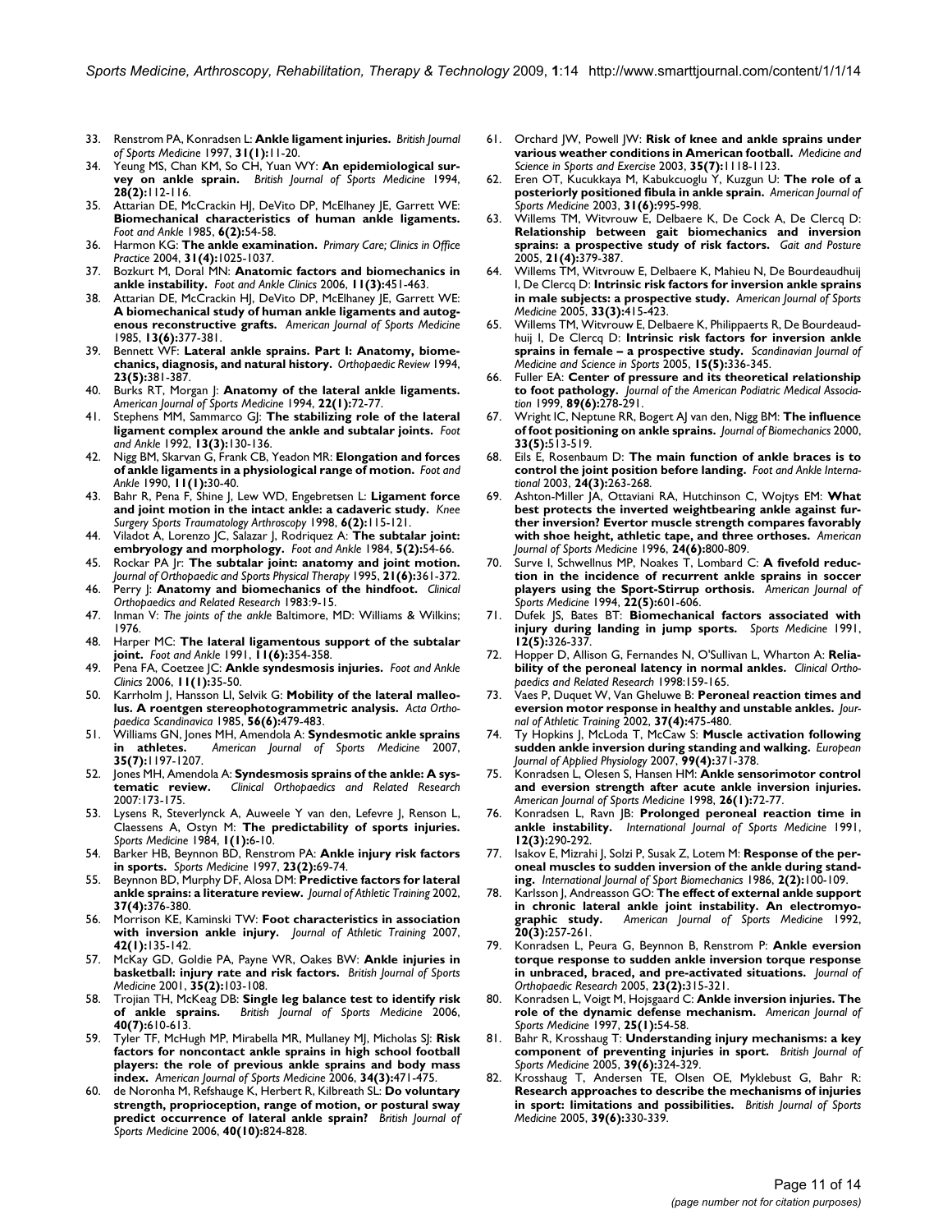33. Renstrom PA, Konradsen L: **Ankle ligament injuries.** *British Journal of Sports Medicine* 1997, **31(1):**11-20.
34. Yeung MS, Chan KM, So CH, Yuan WY: **An epidemiological survey on ankle sprain.** *British Journal of Sports Medicine* 1994, **28(2):**112-116.
35. Attarian DE, McCrackin HJ, DeVito DP, McElhaney JE, Garrett WE: **Biomechanical characteristics of human ankle ligaments.** *Foot and Ankle* 1985, **6(2):**54-58.
36. Harmon KG: **The ankle examination.** *Primary Care; Clinics in Office Practice* 2004, **31(4):**1025-1037.
37. Bozkurt M, Doral MN: **Anatomic factors and biomechanics in ankle instability.** *Foot and Ankle Clinics* 2006, **11(3):**451-463.
38. Attarian DE, McCrackin HJ, DeVito DP, McElhaney JE, Garrett WE: **A biomechanical study of human ankle ligaments and autogenous reconstructive grafts.** *American Journal of Sports Medicine* 1985, **13(6):**377-381.
39. Bennett WF: **Lateral ankle sprains. Part I: Anatomy, biomechanics, diagnosis, and natural history.** *Orthopaedic Review* 1994, **23(5):**381-387.
40. Burks RT, Morgan J: **Anatomy of the lateral ankle ligaments.** *American Journal of Sports Medicine* 1994, **22(1):**72-77.
41. Stephens MM, Sammarco GJ: **The stabilizing role of the lateral ligament complex around the ankle and subtalar joints.** *Foot and Ankle* 1992, **13(3):**130-136.
42. Nigg BM, Skarvan G, Frank CB, Yeadon MR: **Elongation and forces of ankle ligaments in a physiological range of motion.** *Foot and Ankle* 1990, **11(1):**30-40.
43. Bahr R, Pena F, Shine J, Lew WD, Engebretsen L: **Ligament force and joint motion in the intact ankle: a cadaveric study.** *Knee Surgery Sports Traumatology Arthroscopy* 1998, **6(2):**115-121.
44. Viladot A, Lorenzo JC, Salazar J, Rodriquez A: **The subtalar joint: embryology and morphology.** *Foot and Ankle* 1984, **5(2):**54-66.
45. Rockar PA Jr: **The subtalar joint: anatomy and joint motion.** *Journal of Orthopaedic and Sports Physical Therapy* 1995, **21(6):**361-372.
46. Perry J: **Anatomy and biomechanics of the hindfoot.** *Clinical Orthopaedics and Related Research* 1983:9-15.
47. Inman V: *The joints of the ankle* Baltimore, MD: Williams & Wilkins; 1976.
48. Harper MC: **The lateral ligamentous support of the subtalar joint.** *Foot and Ankle* 1991, **11(6):**354-358.
49. Pena FA, Coetzee JC: **Ankle syndesmosis injuries.** *Foot and Ankle Clinics* 2006, **11(1):**35-50.
50. Karrholm J, Hansson LI, Selvik G: **Mobility of the lateral malleolus. A roentgen stereophotogrammetric analysis.** *Acta Orthopaedica Scandinavica* 1985, **56(6):**479-483.
51. Williams GN, Jones MH, Amendola A: **Syndesmotic ankle sprains in athletes.** *American Journal of Sports Medicine* 2007, **35(7):**1197-1207.
52. Jones MH, Amendola A: **Syndesmosis sprains of the ankle: A systematic review.** *Clinical Orthopaedics and Related Research* 2007:173-175.
53. Lysens R, Steverlynck A, Auweele Y van den, Lefevre J, Renson L, Claessens A, Ostyn M: **The predictability of sports injuries.** *Sports Medicine* 1984, **1(1):**6-10.
54. Barker HB, Beynnon BD, Renstrom PA: **Ankle injury risk factors in sports.** *Sports Medicine* 1997, **23(2):**69-74.
55. Beynnon BD, Murphy DF, Alosa DM: **Predictive factors for lateral ankle sprains: a literature review.** *Journal of Athletic Training* 2002, **37(4):**376-380.
56. Morrison KE, Kaminski TW: **Foot characteristics in association with inversion ankle injury.** *Journal of Athletic Training* 2007, **42(1):**135-142.
57. McKay GD, Goldie PA, Payne WR, Oakes BW: **Ankle injuries in basketball: injury rate and risk factors.** *British Journal of Sports Medicine* 2001, **35(2):**103-108.
58. Trojian TH, McKeag DB: **Single leg balance test to identify risk of ankle sprains.** *British Journal of Sports Medicine* 2006, **40(7):**610-613.
59. Tyler TF, McHugh MP, Mirabella MR, Mullaney MJ, Micholas SJ: **Risk factors for noncontact ankle sprains in high school football players: the role of previous ankle sprains and body mass index.** *American Journal of Sports Medicine* 2006, **34(3):**471-475.
60. de Noronha M, Refshauge K, Herbert R, Kilbreath SL: **Do voluntary strength, proprioception, range of motion, or postural sway predict occurrence of lateral ankle sprain?** *British Journal of Sports Medicine* 2006, **40(10):**824-828.
61. Orchard JW, Powell JW: **Risk of knee and ankle sprains under various weather conditions in American football.** *Medicine and Science in Sports and Exercise* 2003, **35(7):**1118-1123.
62. Eren OT, Kucukkaya M, Kabukcuoglu Y, Kuzgun U: **The role of a posteriorly positioned fibula in ankle sprain.** *American Journal of Sports Medicine* 2003, **31(6):**995-998.
63. Willems TM, Witvrouw E, Delbaere K, De Cock A, De Clercq D: **Relationship between gait biomechanics and inversion sprains: a prospective study of risk factors.** *Gait and Posture* 2005, **21(4):**379-387.
64. Willems TM, Witvrouw E, Delbaere K, Mahieu N, De Bourdeaudhuij I, De Clercq D: **Intrinsic risk factors for inversion ankle sprains in male subjects: a prospective study.** *American Journal of Sports Medicine* 2005, **33(3):**415-423.
65. Willems TM, Witvrouw E, Delbaere K, Philippaerts R, De Bourdeaudhuij I, De Clercq D: **Intrinsic risk factors for inversion ankle sprains in female – a prospective study.** *Scandinavian Journal of Medicine and Science in Sports* 2005, **15(5):**336-345.
66. Fuller EA: **Center of pressure and its theoretical relationship to foot pathology.** *Journal of the American Podiatric Medical Association* 1999, **89(6):**278-291.
67. Wright IC, Neptune RR, Bogert AJ van den, Nigg BM: **The influence of foot positioning on ankle sprains.** *Journal of Biomechanics* 2000, **33(5):**513-519.
68. Eils E, Rosenbaum D: **The main function of ankle braces is to control the joint position before landing.** *Foot and Ankle International* 2003, **24(3):**263-268.
69. Ashton-Miller JA, Ottaviani RA, Hutchinson C, Wojtys EM: **What best protects the inverted weightbearing ankle against further inversion? Evertor muscle strength compares favorably with shoe height, athletic tape, and three orthoses.** *American Journal of Sports Medicine* 1996, **24(6):**800-809.
70. Surve I, Schwellnus MP, Noakes T, Lombard C: **A fivefold reduction in the incidence of recurrent ankle sprains in soccer players using the Sport-Stirrup orthosis.** *American Journal of Sports Medicine* 1994, **22(5):**601-606.
71. Dufek JS, Bates BT: **Biomechanical factors associated with injury during landing in jump sports.** *Sports Medicine* 1991, **12(5):**326-337.
72. Hopper D, Allison G, Fernandes N, O'Sullivan L, Wharton A: **Reliability of the peroneal latency in normal ankles.** *Clinical Orthopaedics and Related Research* 1998:159-165.
73. Vaes P, Duquet W, Van Gheluwe B: **Peroneal reaction times and eversion motor response in healthy and unstable ankles.** *Journal of Athletic Training* 2002, **37(4):**475-480.
74. Ty Hopkins J, McLoda T, McCaw S: **Muscle activation following sudden ankle inversion during standing and walking.** *European Journal of Applied Physiology* 2007, **99(4):**371-378.
75. Konradsen L, Olesen S, Hansen HM: **Ankle sensorimotor control and eversion strength after acute ankle inversion injuries.** *American Journal of Sports Medicine* 1998, **26(1):**72-77.
76. Konradsen L, Ravn JB: **Prolonged peroneal reaction time in ankle instability.** *International Journal of Sports Medicine* 1991, **12(3):**290-292.
77. Isakov E, Mizrahi J, Solzi P, Susak Z, Lotem M: **Response of the peroneal muscles to sudden inversion of the ankle during standing.** *International Journal of Sport Biomechanics* 1986, **2(2):**100-109.
78. Karlsson J, Andreasson GO: **The effect of external ankle support in chronic lateral ankle joint instability. An electromyographic study.** *American Journal of Sports Medicine* 1992, **20(3):**257-261.
79. Konradsen L, Peura G, Beynnon B, Renstrom P: **Ankle eversion torque response to sudden ankle inversion torque response in unbraced, braced, and pre-activated situations.** *Journal of Orthopaedic Research* 2005, **23(2):**315-321.
80. Konradsen L, Voigt M, Hojsgaard C: **Ankle inversion injuries. The role of the dynamic defense mechanism.** *American Journal of Sports Medicine* 1997, **25(1):**54-58.
81. Bahr R, Krosshaug T: **Understanding injury mechanisms: a key component of preventing injuries in sport.** *British Journal of Sports Medicine* 2005, **39(6):**324-329.
82. Krosshaug T, Andersen TE, Olsen OE, Myklebust G, Bahr R: **Research approaches to describe the mechanisms of injuries in sport: limitations and possibilities.** *British Journal of Sports Medicine* 2005, **39(6):**330-339.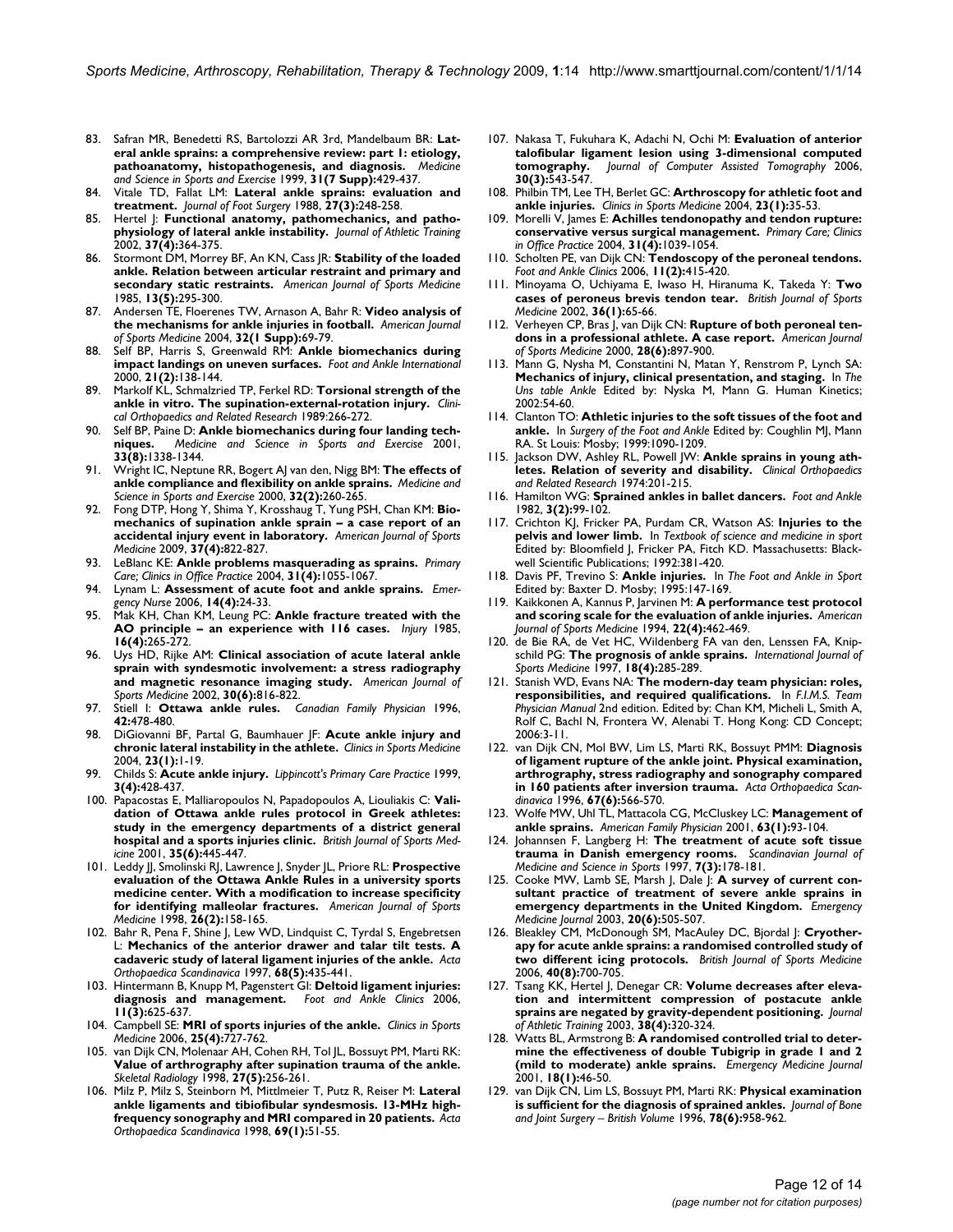83. Safran MR, Benedetti RS, Bartolozzi AR 3rd, Mandelbaum BR: **Lateral ankle sprains: a comprehensive review: part 1: etiology, pathoanatomy, histopathogenesis, and diagnosis.** *Medicine and Science in Sports and Exercise* 1999, **31(7 Supp):**429-437.
84. Vitale TD, Fallat LM: **Lateral ankle sprains: evaluation and treatment.** *Journal of Foot Surgery* 1988, **27(3):**248-258.
85. Hertel J: **Functional anatomy, pathomechanics, and pathophysiology of lateral ankle instability.** *Journal of Athletic Training* 2002, **37(4):**364-375.
86. Stormont DM, Morrey BF, An KN, Cass JR: **Stability of the loaded ankle. Relation between articular restraint and primary and secondary static restraints.** *American Journal of Sports Medicine* 1985, **13(5):**295-300.
87. Andersen TE, Floerenes TW, Arnason A, Bahr R: **Video analysis of the mechanisms for ankle injuries in football.** *American Journal of Sports Medicine* 2004, **32(1 Supp):**69-79.
88. Self BP, Harris S, Greenwald RM: **Ankle biomechanics during impact landings on uneven surfaces.** *Foot and Ankle International* 2000, **21(2):**138-144.
89. Markolf KL, Schmalzried TP, Ferkel RD: **Torsional strength of the ankle in vitro. The supination-external-rotation injury.** *Clinical Orthopaedics and Related Research* 1989:266-272.
90. Self BP, Paine D: **Ankle biomechanics during four landing techniques.** *Medicine and Science in Sports and Exercise* 2001, **33(8):**1338-1344.
91. Wright IC, Neptune RR, Bogert AJ van den, Nigg BM: **The effects of ankle compliance and flexibility on ankle sprains.** *Medicine and Science in Sports and Exercise* 2000, **32(2):**260-265.
92. Fong DTP, Hong Y, Shima Y, Krosshaug T, Yung PSH, Chan KM: **Biomechanics of supination ankle sprain – a case report of an accidental injury event in laboratory.** *American Journal of Sports Medicine* 2009, **37(4):**822-827.
93. LeBlanc KE: **Ankle problems masquerading as sprains.** *Primary Care; Clinics in Office Practice* 2004, **31(4):**1055-1067.
94. Lynam L: **Assessment of acute foot and ankle sprains.** *Emergency Nurse* 2006, **14(4):**24-33.
95. Mak KH, Chan KM, Leung PC: **Ankle fracture treated with the AO principle – an experience with 116 cases.** *Injury* 1985, **16(4):**265-272.
96. Uys HD, Rijke AM: **Clinical association of acute lateral ankle sprain with syndesmotic involvement: a stress radiography and magnetic resonance imaging study.** *American Journal of Sports Medicine* 2002, **30(6):**816-822.
97. Stiell I: **Ottawa ankle rules.** *Canadian Family Physician* 1996, **42:**478-480.
98. DiGiovanni BF, Partal G, Baumhauer JF: **Acute ankle injury and chronic lateral instability in the athlete.** *Clinics in Sports Medicine* 2004, **23(1):**1-19.
99. Childs S: **Acute ankle injury.** *Lippincott's Primary Care Practice* 1999, **3(4):**428-437.
100. Papacostas E, Malliaropoulos N, Papadopoulos A, Liouliakis C: **Validation of Ottawa ankle rules protocol in Greek athletes: study in the emergency departments of a district general hospital and a sports injuries clinic.** *British Journal of Sports Medicine* 2001, **35(6):**445-447.
101. Leddy JJ, Smolinski RJ, Lawrence J, Snyder JL, Priore RL: **Prospective evaluation of the Ottawa Ankle Rules in a university sports medicine center. With a modification to increase specificity for identifying malleolar fractures.** *American Journal of Sports Medicine* 1998, **26(2):**158-165.
102. Bahr R, Pena F, Shine J, Lew WD, Lindquist C, Tyrdal S, Engebretsen L: **Mechanics of the anterior drawer and talar tilt tests. A cadaveric study of lateral ligament injuries of the ankle.** *Acta Orthopaedica Scandinavica* 1997, **68(5):**435-441.
103. Hintermann B, Knupp M, Pagenstert GI: **Deltoid ligament injuries: diagnosis and management.** *Foot and Ankle Clinics* 2006, **11(3):**625-637.
104. Campbell SE: **MRI of sports injuries of the ankle.** *Clinics in Sports Medicine* 2006, **25(4):**727-762.
105. van Dijk CN, Molenaar AH, Cohen RH, Tol JL, Bossuyt PM, Marti RK: **Value of arthrography after supination trauma of the ankle.** *Skeletal Radiology* 1998, **27(5):**256-261.
106. Milz P, Milz S, Steinborn M, Mittlmeier T, Putz R, Reiser M: **Lateral ankle ligaments and tibiofibular syndesmosis. 13-MHz high-frequency sonography and MRI compared in 20 patients.** *Acta Orthopaedica Scandinavica* 1998, **69(1):**51-55.
107. Nakasa T, Fukuhara K, Adachi N, Ochi M: **Evaluation of anterior talofibular ligament lesion using 3-dimensional computed tomography.** *Journal of Computer Assisted Tomography* 2006, **30(3):**543-547.
108. Philbin TM, Lee TH, Berlet GC: **Arthroscopy for athletic foot and ankle injuries.** *Clinics in Sports Medicine* 2004, **23(1):**35-53.
109. Morelli V, James E: **Achilles tendonopathy and tendon rupture: conservative versus surgical management.** *Primary Care; Clinics in Office Practice* 2004, **31(4):**1039-1054.
110. Scholten PE, van Dijk CN: **Tendoscopy of the peroneal tendons.** *Foot and Ankle Clinics* 2006, **11(2):**415-420.
111. Minoyama O, Uchiyama E, Iwaso H, Hiranuma K, Takeda Y: **Two cases of peroneus brevis tendon tear.** *British Journal of Sports Medicine* 2002, **36(1):**65-66.
112. Verheyen CP, Bras J, van Dijk CN: **Rupture of both peroneal tendons in a professional athlete. A case report.** *American Journal of Sports Medicine* 2000, **28(6):**897-900.
113. Mann G, Nysha M, Constantini N, Matan Y, Renstrom P, Lynch SA: **Mechanics of injury, clinical presentation, and staging.** In *The Uns table Ankle* Edited by: Nyska M, Mann G. Human Kinetics; 2002:54-60.
114. Clanton TO: **Athletic injuries to the soft tissues of the foot and ankle.** In *Surgery of the Foot and Ankle* Edited by: Coughlin MJ, Mann RA. St Louis: Mosby; 1999:1090-1209.
115. Jackson DW, Ashley RL, Powell JW: **Ankle sprains in young athletes. Relation of severity and disability.** *Clinical Orthopaedics and Related Research* 1974:201-215.
116. Hamilton WG: **Sprained ankles in ballet dancers.** *Foot and Ankle* 1982, **3(2):**99-102.
117. Crichton KJ, Fricker PA, Purdam CR, Watson AS: **Injuries to the pelvis and lower limb.** In *Textbook of science and medicine in sport* Edited by: Bloomfield J, Fricker PA, Fitch KD. Massachusetts: Blackwell Scientific Publications; 1992:381-420.
118. Davis PF, Trevino S: **Ankle injuries.** In *The Foot and Ankle in Sport* Edited by: Baxter D. Mosby; 1995:147-169.
119. Kaikkonen A, Kannus P, Jarvinen M: **A performance test protocol and scoring scale for the evaluation of ankle injuries.** *American Journal of Sports Medicine* 1994, **22(4):**462-469.
120. de Bie RA, de Vet HC, Wildenberg FA van den, Lenssen FA, Knipschild PG: **The prognosis of ankle sprains.** *International Journal of Sports Medicine* 1997, **18(4):**285-289.
121. Stanish WD, Evans NA: **The modern-day team physician: roles, responsibilities, and required qualifications.** In *F.I.M.S. Team Physician Manual* 2nd edition. Edited by: Chan KM, Micheli L, Smith A, Rolf C, Bachl N, Frontera W, Alenabi T. Hong Kong: CD Concept; 2006:3-11.
122. van Dijk CN, Mol BW, Lim LS, Marti RK, Bossuyt PMM: **Diagnosis of ligament rupture of the ankle joint. Physical examination, arthrography, stress radiography and sonography compared in 160 patients after inversion trauma.** *Acta Orthopaedica Scandinavica* 1996, **67(6):**566-570.
123. Wolfe MW, Uhl TL, Mattacola CG, McCluskey LC: **Management of ankle sprains.** *American Family Physician* 2001, **63(1):**93-104.
124. Johannsen F, Langberg H: **The treatment of acute soft tissue trauma in Danish emergency rooms.** *Scandinavian Journal of Medicine and Science in Sports* 1997, **7(3):**178-181.
125. Cooke MW, Lamb SE, Marsh J, Dale J: **A survey of current consultant practice of treatment of severe ankle sprains in emergency departments in the United Kingdom.** *Emergency Medicine Journal* 2003, **20(6):**505-507.
126. Bleakley CM, McDonough SM, MacAuley DC, Bjordal J: **Cryotherapy for acute ankle sprains: a randomised controlled study of two different icing protocols.** *British Journal of Sports Medicine* 2006, **40(8):**700-705.
127. Tsang KK, Hertel J, Denegar CR: **Volume decreases after elevation and intermittent compression of postacute ankle sprains are negated by gravity-dependent positioning.** *Journal of Athletic Training* 2003, **38(4):**320-324.
128. Watts BL, Armstrong B: **A randomised controlled trial to determine the effectiveness of double Tubigrip in grade 1 and 2 (mild to moderate) ankle sprains.** *Emergency Medicine Journal* 2001, **18(1):**46-50.
129. van Dijk CN, Lim LS, Bossuyt PM, Marti RK: **Physical examination is sufficient for the diagnosis of sprained ankles.** *Journal of Bone and Joint Surgery – British Volume* 1996, **78(6):**958-962.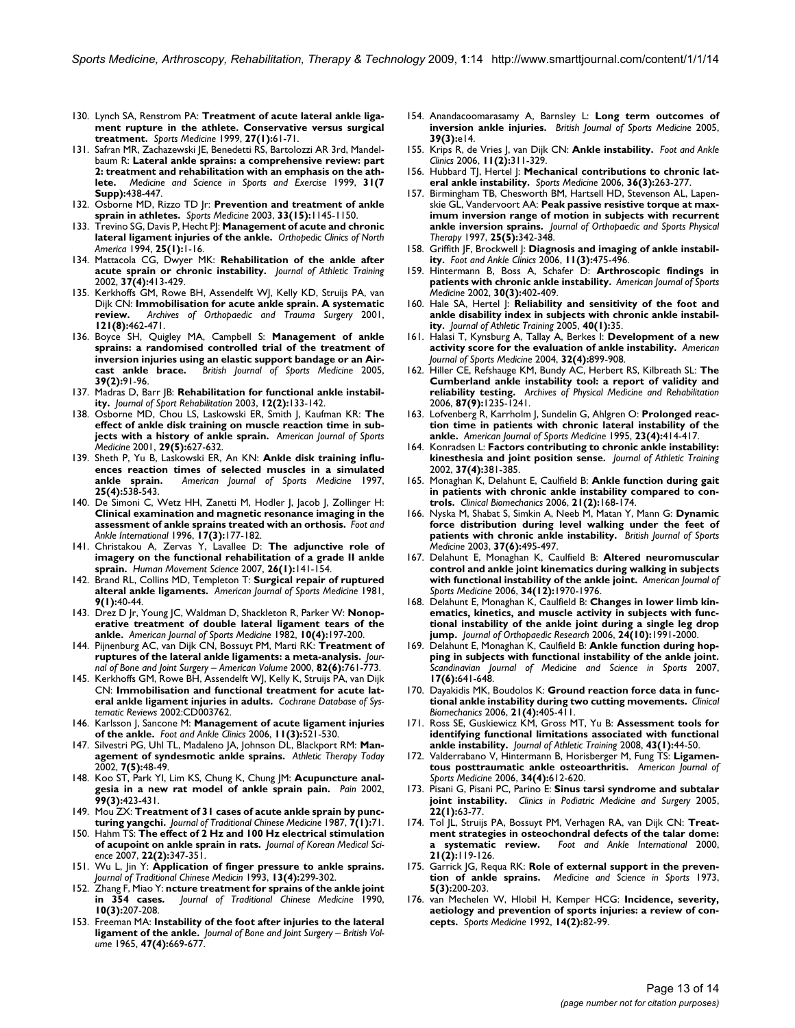130. Lynch SA, Renstrom PA: **Treatment of acute lateral ankle ligament rupture in the athlete. Conservative versus surgical treatment.** *Sports Medicine* 1999, **27(1):**61-71.
131. Safran MR, Zachazewski JE, Benedetti RS, Bartolozzi AR 3rd, Mandelbaum R: **Lateral ankle sprains: a comprehensive review: part 2: treatment and rehabilitation with an emphasis on the athlete.** *Medicine and Science in Sports and Exercise* 1999, **31(7 Supp):**438-447.
132. Osborne MD, Rizzo TD Jr: **Prevention and treatment of ankle sprain in athletes.** *Sports Medicine* 2003, **33(15):**1145-1150.
133. Trevino SG, Davis P, Hecht PJ: **Management of acute and chronic lateral ligament injuries of the ankle.** *Orthopedic Clinics of North America* 1994, **25(1):**1-16.
134. Mattacola CG, Dwyer MK: **Rehabilitation of the ankle after acute sprain or chronic instability.** *Journal of Athletic Training* 2002, **37(4):**413-429.
135. Kerkhoffs GM, Rowe BH, Assendelft WJ, Kelly KD, Struijs PA, van Dijk CN: **Immobilisation for acute ankle sprain. A systematic review.** *Archives of Orthopaedic and Trauma Surgery* 2001, **121(8):**462-471.
136. Boyce SH, Quigley MA, Campbell S: **Management of ankle sprains: a randomised controlled trial of the treatment of inversion injuries using an elastic support bandage or an Aircast ankle brace.** *British Journal of Sports Medicine* 2005, **39(2):**91-96.
137. Madras D, Barr JB: **Rehabilitation for functional ankle instability.** *Journal of Sport Rehabilitation* 2003, **12(2):**133-142.
138. Osborne MD, Chou LS, Laskowski ER, Smith J, Kaufman KR: **The effect of ankle disk training on muscle reaction time in subjects with a history of ankle sprain.** *American Journal of Sports Medicine* 2001, **29(5):**627-632.
139. Sheth P, Yu B, Laskowski ER, An KN: **Ankle disk training influences reaction times of selected muscles in a simulated ankle sprain.** *American Journal of Sports Medicine* 1997, **25(4):**538-543.
140. De Simoni C, Wetz HH, Zanetti M, Hodler J, Jacob J, Zollinger H: **Clinical examination and magnetic resonance imaging in the assessment of ankle sprains treated with an orthosis.** *Foot and Ankle International* 1996, **17(3):**177-182.
141. Christakou A, Zervas Y, Lavallee D: **The adjunctive role of imagery on the functional rehabilitation of a grade II ankle sprain.** *Human Movement Science* 2007, **26(1):**141-154.
142. Brand RL, Collins MD, Templeton T: **Surgical repair of ruptured alteral ankle ligaments.** *American Journal of Sports Medicine* 1981, **9(1):**40-44.
143. Drez D Jr, Young JC, Waldman D, Shackleton R, Parker W: **Nonoperative treatment of double lateral ligament tears of the ankle.** *American Journal of Sports Medicine* 1982, **10(4):**197-200.
144. Pijnenburg AC, van Dijk CN, Bossuyt PM, Marti RK: **Treatment of ruptures of the lateral ankle ligaments: a meta-analysis.** *Journal of Bone and Joint Surgery – American Volume* 2000, **82(6):**761-773.
145. Kerkhoffs GM, Rowe BH, Assendelft WJ, Kelly K, Struijs PA, van Dijk CN: **Immobilisation and functional treatment for acute lateral ankle ligament injuries in adults.** *Cochrane Database of Systematic Reviews* 2002:CD003762.
146. Karlsson J, Sancone M: **Management of acute ligament injuries of the ankle.** *Foot and Ankle Clinics* 2006, **11(3):**521-530.
147. Silvestri PG, Uhl TL, Madaleno JA, Johnson DL, Blackport RM: **Management of syndesmotic ankle sprains.** *Athletic Therapy Today* 2002, **7(5):**48-49.
148. Koo ST, Park YI, Lim KS, Chung K, Chung JM: **Acupuncture analgesia in a new rat model of ankle sprain pain.** *Pain* 2002, **99(3):**423-431.
149. Mou ZX: **Treatment of 31 cases of acute ankle sprain by puncturing yangchi.** *Journal of Traditional Chinese Medicine* 1987, **7(1):**71.
150. Hahm TS: **The effect of 2 Hz and 100 Hz electrical stimulation of acupoint on ankle sprain in rats.** *Journal of Korean Medical Science* 2007, **22(2):**347-351.
151. Wu L, Jin Y: **Application of finger pressure to ankle sprains.** *Journal of Traditional Chinese Medicin* 1993, **13(4):**299-302.
152. Zhang F, Miao Y: **ncture treatment for sprains of the ankle joint in 354 cases.** *Journal of Traditional Chinese Medicine* 1990, **10(3):**207-208.
153. Freeman MA: **Instability of the foot after injuries to the lateral ligament of the ankle.** *Journal of Bone and Joint Surgery – British Volume* 1965, **47(4):**669-677.
154. Anandacoomarasamy A, Barnsley L: **Long term outcomes of inversion ankle injuries.** *British Journal of Sports Medicine* 2005, **39(3):**e14.
155. Krips R, de Vries J, van Dijk CN: **Ankle instability.** *Foot and Ankle Clinics* 2006, **11(2):**311-329.
156. Hubbard TJ, Hertel J: **Mechanical contributions to chronic lateral ankle instability.** *Sports Medicine* 2006, **36(3):**263-277.
157. Birmingham TB, Chesworth BM, Hartsell HD, Stevenson AL, Lapenskie GL, Vandervoort AA: **Peak passive resistive torque at maximum inversion range of motion in subjects with recurrent ankle inversion sprains.** *Journal of Orthopaedic and Sports Physical Therapy* 1997, **25(5):**342-348.
158. Griffith JF, Brockwell J: **Diagnosis and imaging of ankle instability.** *Foot and Ankle Clinics* 2006, **11(3):**475-496.
159. Hintermann B, Boss A, Schafer D: **Arthroscopic findings in patients with chronic ankle instability.** *American Journal of Sports Medicine* 2002, **30(3):**402-409.
160. Hale SA, Hertel J: **Reliability and sensitivity of the foot and ankle disability index in subjects with chronic ankle instability.** *Journal of Athletic Training* 2005, **40(1):**35.
161. Halasi T, Kynsburg A, Tallay A, Berkes I: **Development of a new activity score for the evaluation of ankle instability.** *American Journal of Sports Medicine* 2004, **32(4):**899-908.
162. Hiller CE, Refshauge KM, Bundy AC, Herbert RS, Kilbreath SL: **The Cumberland ankle instability tool: a report of validity and reliability testing.** *Archives of Physical Medicine and Rehabilitation* 2006, **87(9):**1235-1241.
163. Lofvenberg R, Karrholm J, Sundelin G, Ahlgren O: **Prolonged reaction time in patients with chronic lateral instability of the ankle.** *American Journal of Sports Medicine* 1995, **23(4):**414-417.
164. Konradsen L: **Factors contributing to chronic ankle instability: kinesthesia and joint position sense.** *Journal of Athletic Training* 2002, **37(4):**381-385.
165. Monaghan K, Delahunt E, Caulfield B: **Ankle function during gait in patients with chronic ankle instability compared to controls.** *Clinical Biomechanics* 2006, **21(2):**168-174.
166. Nyska M, Shabat S, Simkin A, Neeb M, Matan Y, Mann G: **Dynamic force distribution during level walking under the feet of patients with chronic ankle instability.** *British Journal of Sports Medicine* 2003, **37(6):**495-497.
167. Delahunt E, Monaghan K, Caulfield B: **Altered neuromuscular control and ankle joint kinematics during walking in subjects with functional instability of the ankle joint.** *American Journal of Sports Medicine* 2006, **34(12):**1970-1976.
168. Delahunt E, Monaghan K, Caulfield B: **Changes in lower limb kinematics, kinetics, and muscle activity in subjects with functional instability of the ankle joint during a single leg drop jump.** *Journal of Orthopaedic Research* 2006, **24(10):**1991-2000.
169. Delahunt E, Monaghan K, Caulfield B: **Ankle function during hopping in subjects with functional instability of the ankle joint.** *Scandinavian Journal of Medicine and Science in Sports* 2007, **17(6):**641-648.
170. Dayakidis MK, Boudolos K: **Ground reaction force data in functional ankle instability during two cutting movements.** *Clinical Biomechanics* 2006, **21(4):**405-411.
171. Ross SE, Guskiewicz KM, Gross MT, Yu B: **Assessment tools for identifying functional limitations associated with functional ankle instability.** *Journal of Athletic Training* 2008, **43(1):**44-50.
172. Valderrabano V, Hintermann B, Horisberger M, Fung TS: **Ligamentous posttraumatic ankle osteoarthritis.** *American Journal of Sports Medicine* 2006, **34(4):**612-620.
173. Pisani G, Pisani PC, Parino E: **Sinus tarsi syndrome and subtalar joint instability.** *Clinics in Podiatric Medicine and Surgery* 2005, **22(1):**63-77.
174. Tol JL, Struijs PA, Bossuyt PM, Verhagen RA, van Dijk CN: **Treatment strategies in osteochondral defects of the talar dome: a systematic review.** *Foot and Ankle International* 2000, **21(2):**119-126.
175. Garrick JG, Requa RK: **Role of external support in the prevention of ankle sprains.** *Medicine and Science in Sports* 1973, **5(3):**200-203.
176. van Mechelen W, Hlobil H, Kemper HCG: **Incidence, severity, aetiology and prevention of sports injuries: a review of concepts.** *Sports Medicine* 1992, **14(2):**82-99.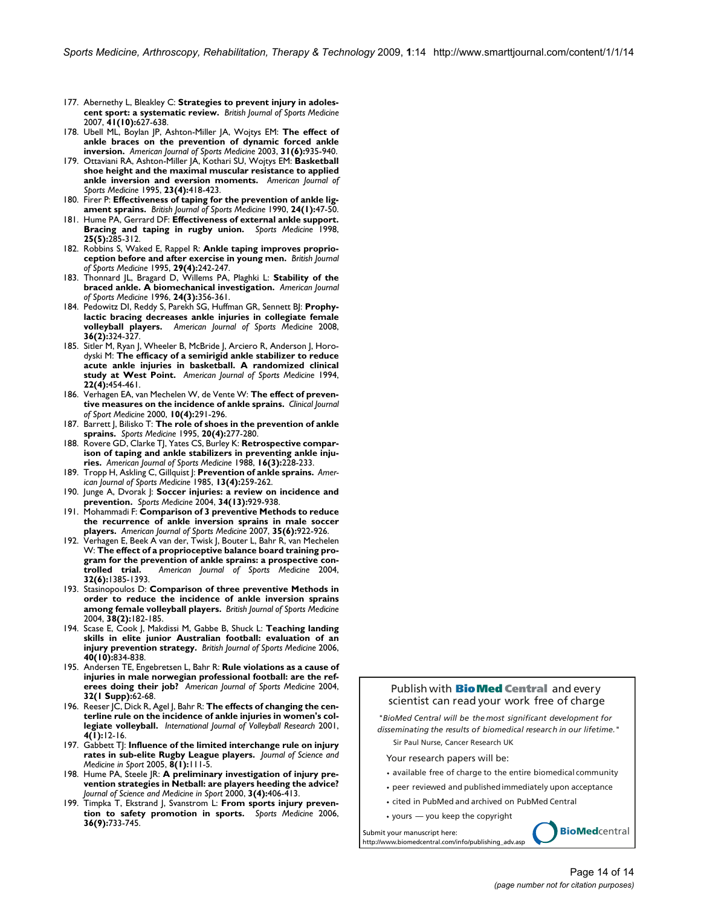177. Abernethy L, Bleakley C: **Strategies to prevent injury in adolescent sport: a systematic review.** *British Journal of Sports Medicine* 2007, **41(10):**627-638.
178. Ubell ML, Boylan JP, Ashton-Miller JA, Wojtys EM: **The effect of ankle braces on the prevention of dynamic forced ankle inversion.** *American Journal of Sports Medicine* 2003, **31(6):**935-940.
179. Ottaviani RA, Ashton-Miller JA, Kothari SU, Wojtys EM: **Basketball shoe height and the maximal muscular resistance to applied ankle inversion and eversion moments.** *American Journal of Sports Medicine* 1995, **23(4):**418-423.
180. Firer P: **Effectiveness of taping for the prevention of ankle ligament sprains.** *British Journal of Sports Medicine* 1990, **24(1):**47-50.
181. Hume PA, Gerrard DF: **Effectiveness of external ankle support. Bracing and taping in rugby union.** *Sports Medicine* 1998, **25(5):**285-312.
182. Robbins S, Waked E, Rappel R: **Ankle taping improves proprioception before and after exercise in young men.** *British Journal of Sports Medicine* 1995, **29(4):**242-247.
183. Thonnard JL, Bragard D, Willems PA, Plaghki L: **Stability of the braced ankle. A biomechanical investigation.** *American Journal of Sports Medicine* 1996, **24(3):**356-361.
184. Pedowitz DI, Reddy S, Parekh SG, Huffman GR, Sennett BJ: **Prophylactic bracing decreases ankle injuries in collegiate female volleyball players.** *American Journal of Sports Medicine* 2008, **36(2):**324-327.
185. Sitler M, Ryan J, Wheeler B, McBride J, Arciero R, Anderson J, Horodyski M: **The efficacy of a semirigid ankle stabilizer to reduce acute ankle injuries in basketball. A randomized clinical study at West Point.** *American Journal of Sports Medicine* 1994, **22(4):**454-461.
186. Verhagen EA, van Mechelen W, de Vente W: **The effect of preventive measures on the incidence of ankle sprains.** *Clinical Journal of Sport Medicine* 2000, **10(4):**291-296.
187. Barrett J, Bilisko T: **The role of shoes in the prevention of ankle sprains.** *Sports Medicine* 1995, **20(4):**277-280.
188. Rovere GD, Clarke TJ, Yates CS, Burley K: **Retrospective comparison of taping and ankle stabilizers in preventing ankle injuries.** *American Journal of Sports Medicine* 1988, **16(3):**228-233.
189. Tropp H, Askling C, Gillquist J: **Prevention of ankle sprains.** *American Journal of Sports Medicine* 1985, **13(4):**259-262.
190. Junge A, Dvorak J: **Soccer injuries: a review on incidence and prevention.** *Sports Medicine* 2004, **34(13):**929-938.
191. Mohammadi F: **Comparison of 3 preventive Methods to reduce the recurrence of ankle inversion sprains in male soccer players.** *American Journal of Sports Medicine* 2007, **35(6):**922-926.
192. Verhagen E, Beek A van der, Twisk J, Bouter L, Bahr R, van Mechelen W: **The effect of a proprioceptive balance board training program for the prevention of ankle sprains: a prospective controlled trial.** *American Journal of Sports Medicine* 2004, **32(6):**1385-1393.
193. Stasinopoulos D: **Comparison of three preventive Methods in order to reduce the incidence of ankle inversion sprains among female volleyball players.** *British Journal of Sports Medicine* 2004, **38(2):**182-185.
194. Scase E, Cook J, Makdissi M, Gabbe B, Shuck L: **Teaching landing skills in elite junior Australian football: evaluation of an injury prevention strategy.** *British Journal of Sports Medicine* 2006, **40(10):**834-838.
195. Andersen TE, Engebretsen L, Bahr R: **Rule violations as a cause of injuries in male norwegian professional football: are the referees doing their job?** *American Journal of Sports Medicine* 2004, **32(1 Supp):**62-68.
196. Reeser JC, Dick R, Agel J, Bahr R: **The effects of changing the centerline rule on the incidence of ankle injuries in women's collegiate volleyball.** *International Journal of Volleyball Research* 2001, **4(1):**12-16.
197. Gabbett TJ: **Influence of the limited interchange rule on injury rates in sub-elite Rugby League players.** *Journal of Science and Medicine in Sport* 2005, **8(1):**111-5.
198. Hume PA, Steele JR: **A preliminary investigation of injury prevention strategies in Netball: are players heeding the advice?** *Journal of Science and Medicine in Sport* 2000, **3(4):**406-413.
199. Timpka T, Ekstrand J, Svanstrom L: **From sports injury prevention to safety promotion in sports.** *Sports Medicine* 2006, **36(9):**733-745.

Publish with **BioMed Central** and every scientist can read your work free of charge

*"BioMed Central will be the most significant development for disseminating the results of biomedical research in our lifetime."*
Sir Paul Nurse, Cancer Research UK

Your research papers will be:

- available free of charge to the entire biomedical community
- peer reviewed and published immediately upon acceptance
- cited in PubMed and archived on PubMed Central
- yours — you keep the copyright

Submit your manuscript here:
http://www.biomedcentral.com/info/publishing_adv.asp

**BioMed**central